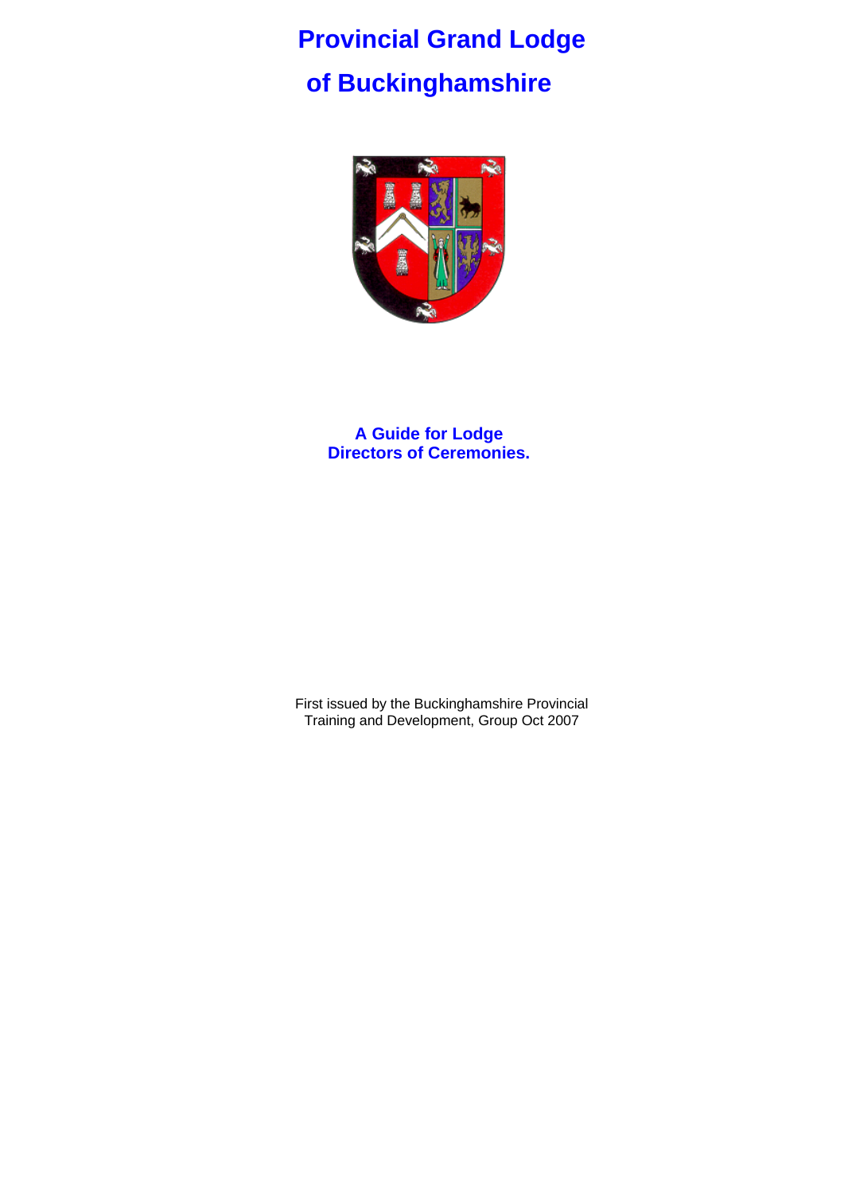# Provincial Grand Lodge of Buckinghamshire

## A Guide for Lodge Directors of Ceremonies.

First issued by the Buckinghamshire Provincial Training and Development, Group Oct 2007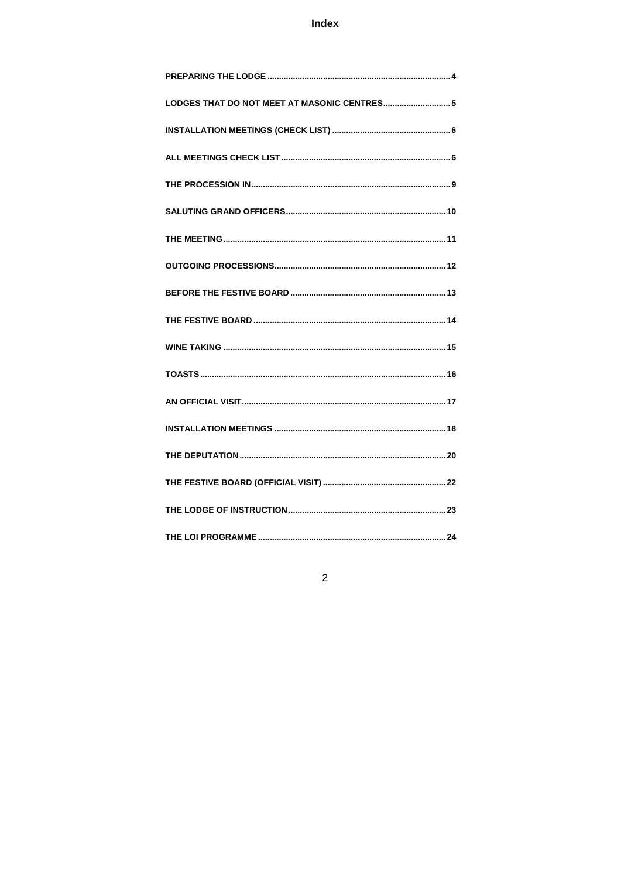# Index

| | |
|---|---|
| PREPARING THE LODGE | 4 |
| LODGES THAT DO NOT MEET AT MASONIC CENTRES | 5 |
| INSTALLATION MEETINGS (CHECK LIST) | 6 |
| ALL MEETINGS CHECK LIST | 6 |
| THE PROCESSION IN | 9 |
| SALUTING GRAND OFFICERS | 10 |
| THE MEETING | 11 |
| OUTGOING PROCESSIONS | 12 |
| BEFORE THE FESTIVE BOARD | 13 |
| THE FESTIVE BOARD | 14 |
| WINE TAKING | 15 |
| TOASTS | 16 |
| AN OFFICIAL VISIT | 17 |
| INSTALLATION MEETINGS | 18 |
| THE DEPUTATION | 20 |
| THE FESTIVE BOARD (OFFICIAL VISIT) | 22 |
| THE LODGE OF INSTRUCTION | 23 |
| THE LOI PROGRAMME | 24 |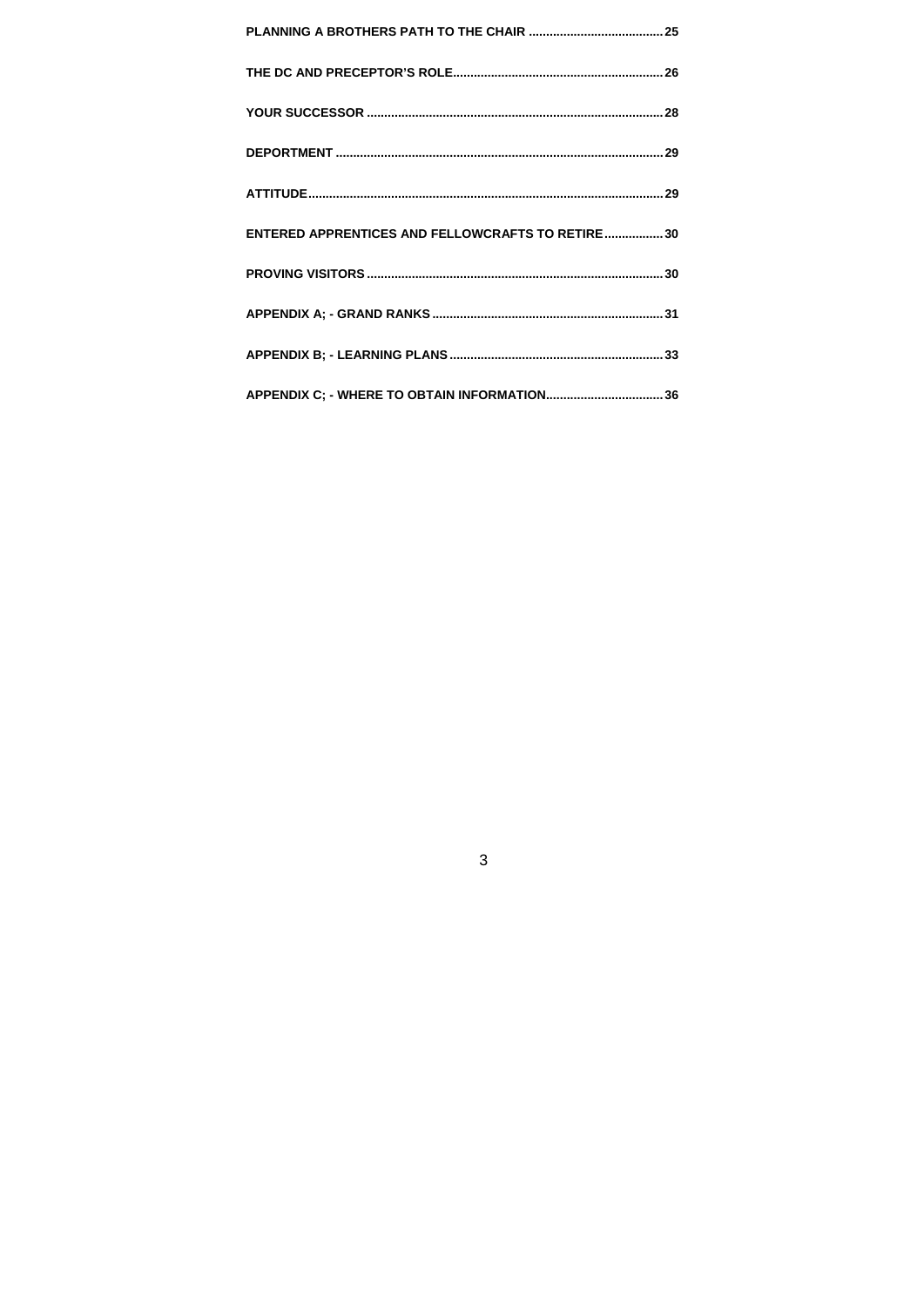**PLANNING A BROTHERS PATH TO THE CHAIR .......................................25**

**THE DC AND PRECEPTOR'S ROLE............................................................26**

**YOUR SUCCESSOR .....................................................................................28**

**DEPORTMENT ..............................................................................................29**

**ATTITUDE......................................................................................................29**

**ENTERED APPRENTICES AND FELLOWCRAFTS TO RETIRE.................30**

**PROVING VISITORS .....................................................................................30**

**APPENDIX A; - GRAND RANKS ..................................................................31**

**APPENDIX B; - LEARNING PLANS .............................................................33**

**APPENDIX C; - WHERE TO OBTAIN INFORMATION..................................36**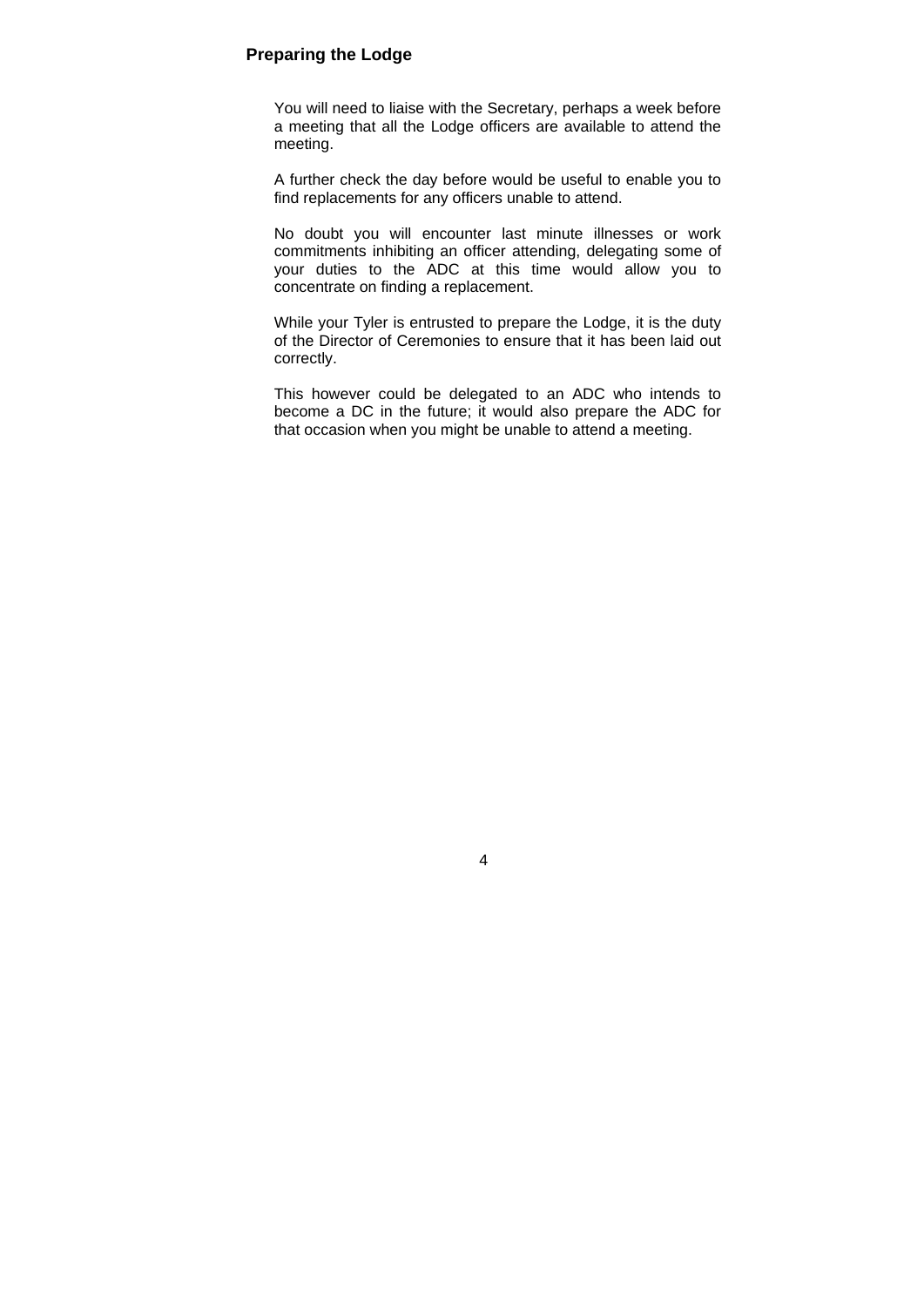## Preparing the Lodge

You will need to liaise with the Secretary, perhaps a week before a meeting that all the Lodge officers are available to attend the meeting.

A further check the day before would be useful to enable you to find replacements for any officers unable to attend.

No doubt you will encounter last minute illnesses or work commitments inhibiting an officer attending, delegating some of your duties to the ADC at this time would allow you to concentrate on finding a replacement.

While your Tyler is entrusted to prepare the Lodge, it is the duty of the Director of Ceremonies to ensure that it has been laid out correctly.

This however could be delegated to an ADC who intends to become a DC in the future; it would also prepare the ADC for that occasion when you might be unable to attend a meeting.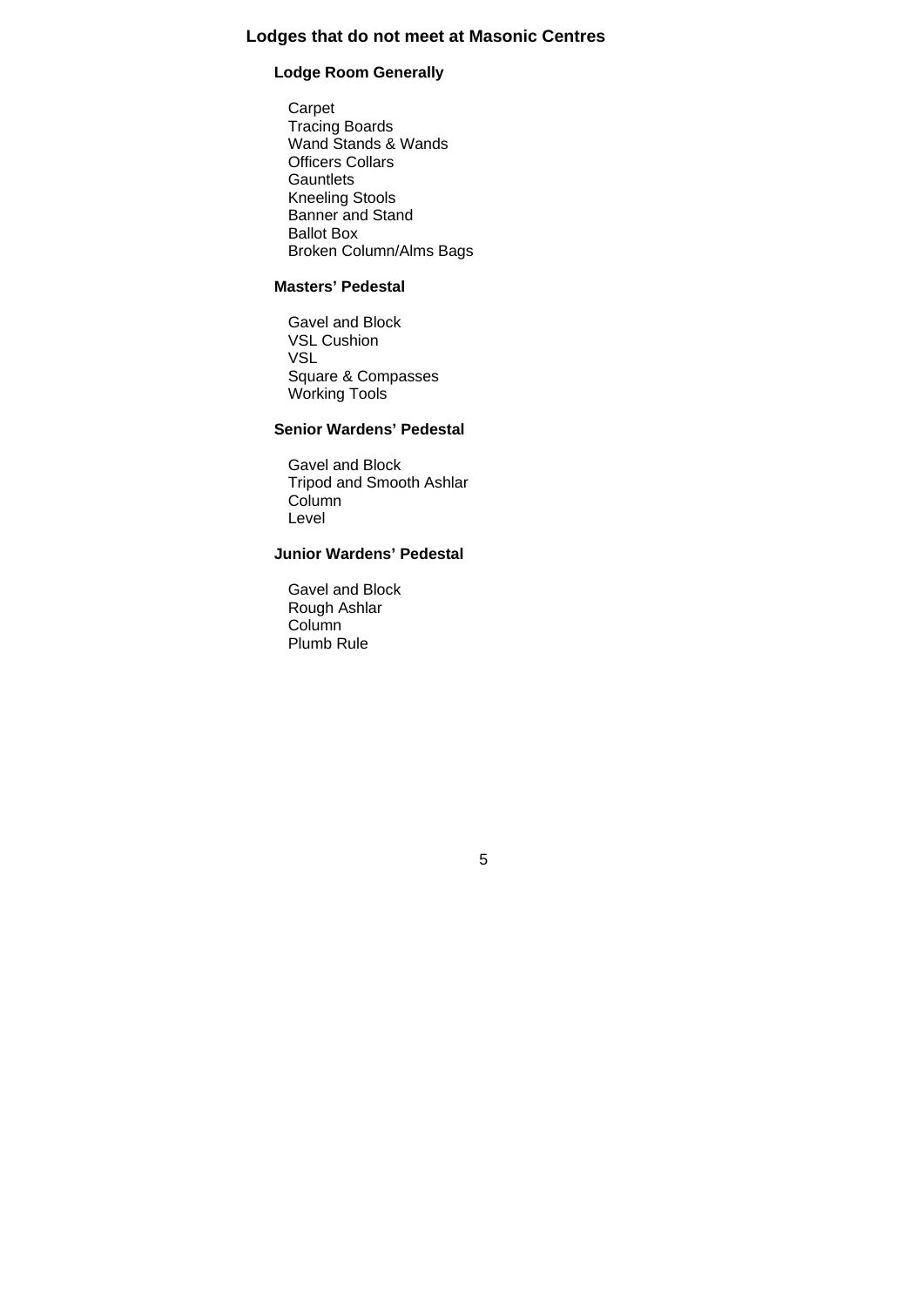## Lodges that do not meet at Masonic Centres

### Lodge Room Generally

Carpet
Tracing Boards
Wand Stands & Wands
Officers Collars
Gauntlets
Kneeling Stools
Banner and Stand
Ballot Box
Broken Column/Alms Bags

### Masters' Pedestal

Gavel and Block
VSL Cushion
VSL
Square & Compasses
Working Tools

### Senior Wardens' Pedestal

Gavel and Block
Tripod and Smooth Ashlar
Column
Level

### Junior Wardens' Pedestal

Gavel and Block
Rough Ashlar
Column
Plumb Rule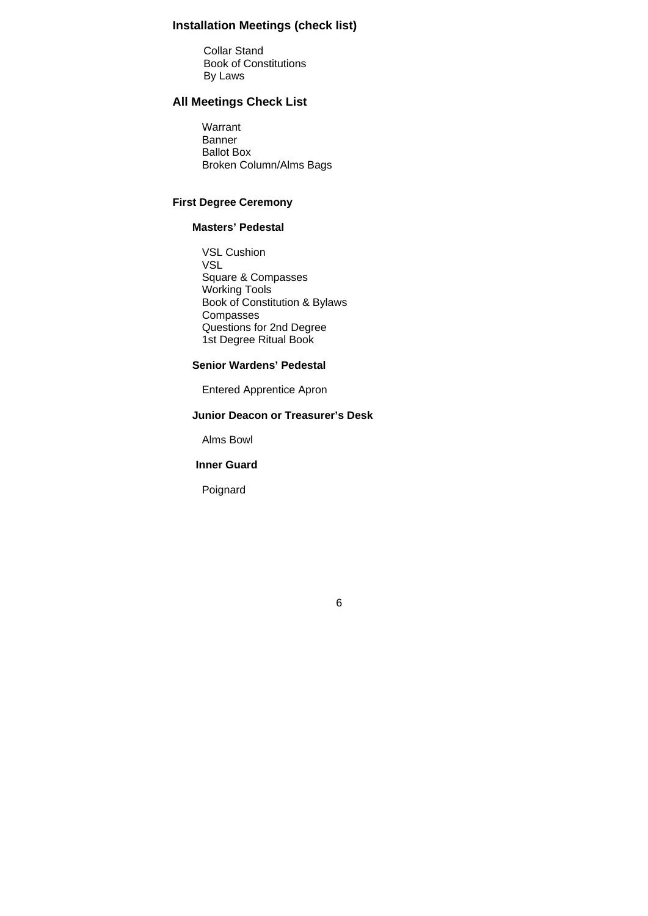## Installation Meetings (check list)

Collar Stand
Book of Constitutions
By Laws

## All Meetings Check List

Warrant
Banner
Ballot Box
Broken Column/Alms Bags

### First Degree Ceremony

#### Masters' Pedestal

VSL Cushion
VSL
Square & Compasses
Working Tools
Book of Constitution & Bylaws
Compasses
Questions for 2nd Degree
1st Degree Ritual Book

#### Senior Wardens' Pedestal

Entered Apprentice Apron

#### Junior Deacon or Treasurer's Desk

Alms Bowl

#### Inner Guard

Poignard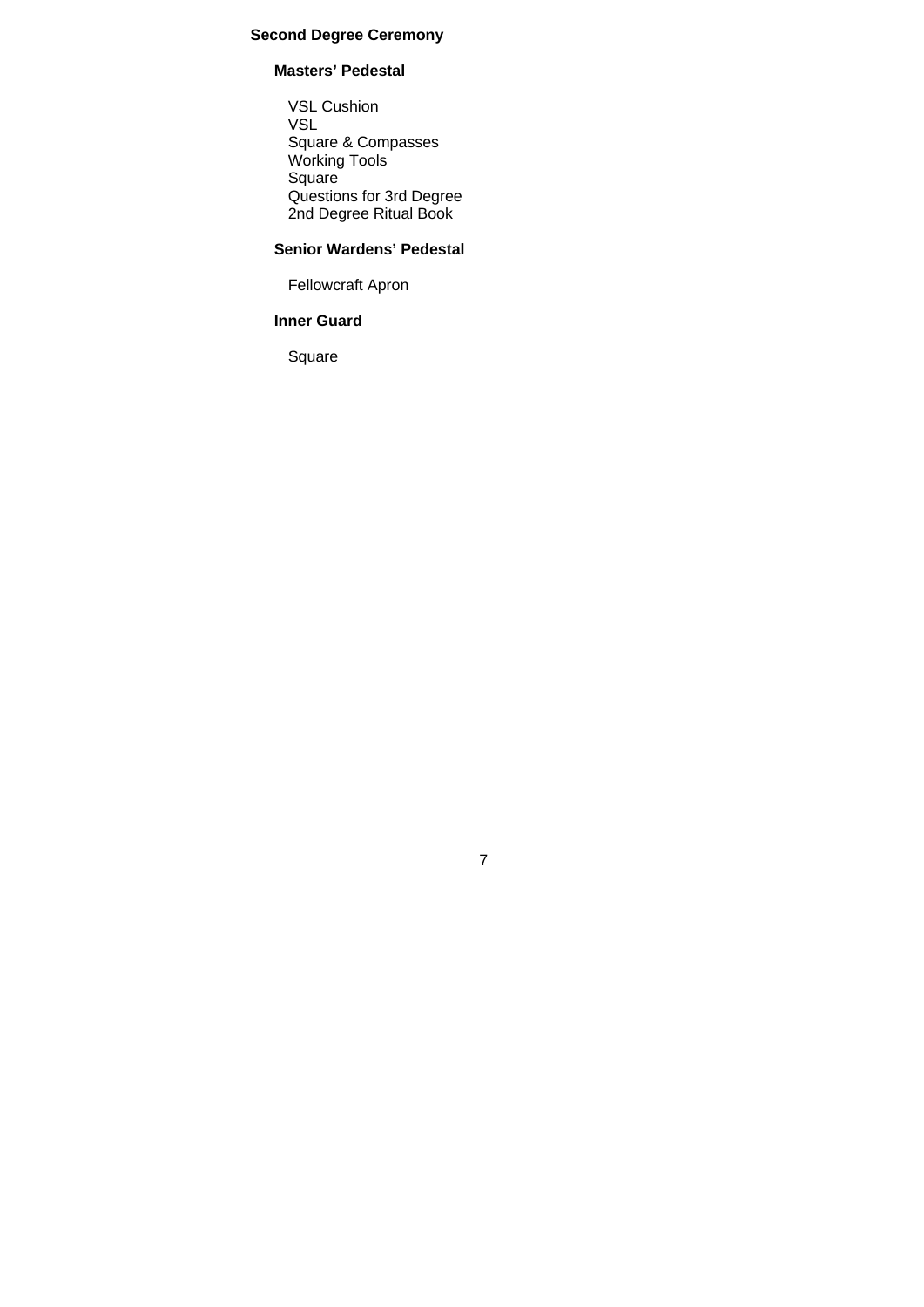## Second Degree Ceremony

### Masters' Pedestal

VSL Cushion
VSL
Square & Compasses
Working Tools
Square
Questions for 3rd Degree
2nd Degree Ritual Book

### Senior Wardens' Pedestal

Fellowcraft Apron

### Inner Guard

Square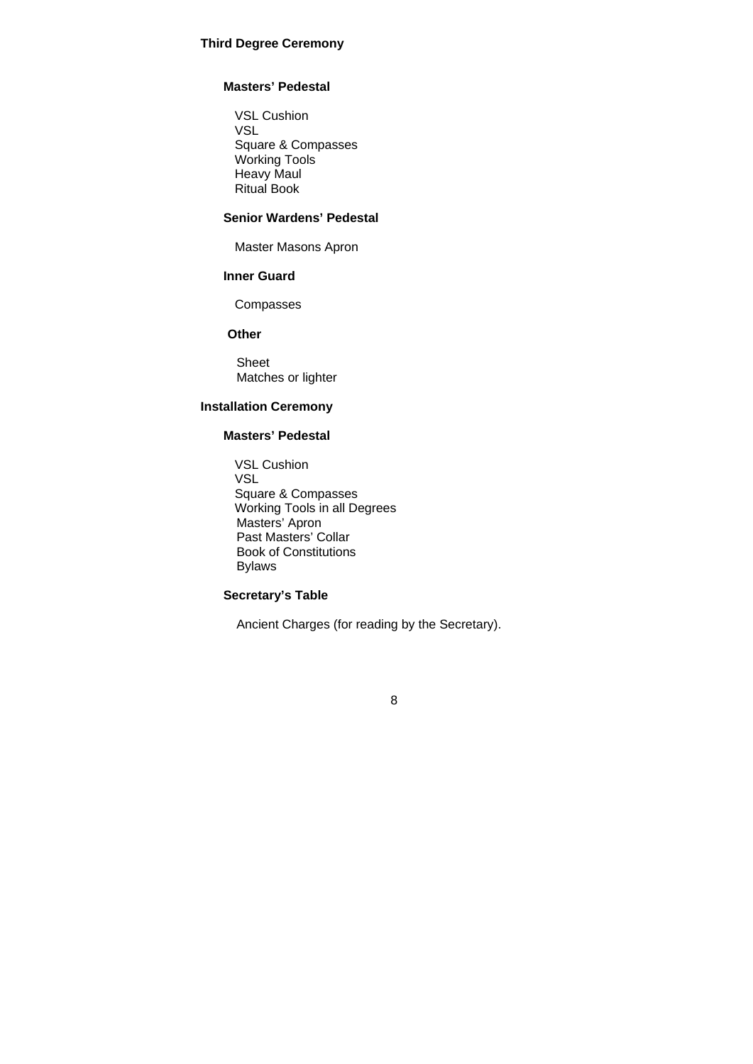## Third Degree Ceremony

### Masters' Pedestal

VSL Cushion
VSL
Square & Compasses
Working Tools
Heavy Maul
Ritual Book

### Senior Wardens' Pedestal

Master Masons Apron

### Inner Guard

Compasses

### Other

Sheet
Matches or lighter

## Installation Ceremony

### Masters' Pedestal

VSL Cushion
VSL
Square & Compasses
Working Tools in all Degrees
Masters' Apron
Past Masters' Collar
Book of Constitutions
Bylaws

### Secretary's Table

Ancient Charges (for reading by the Secretary).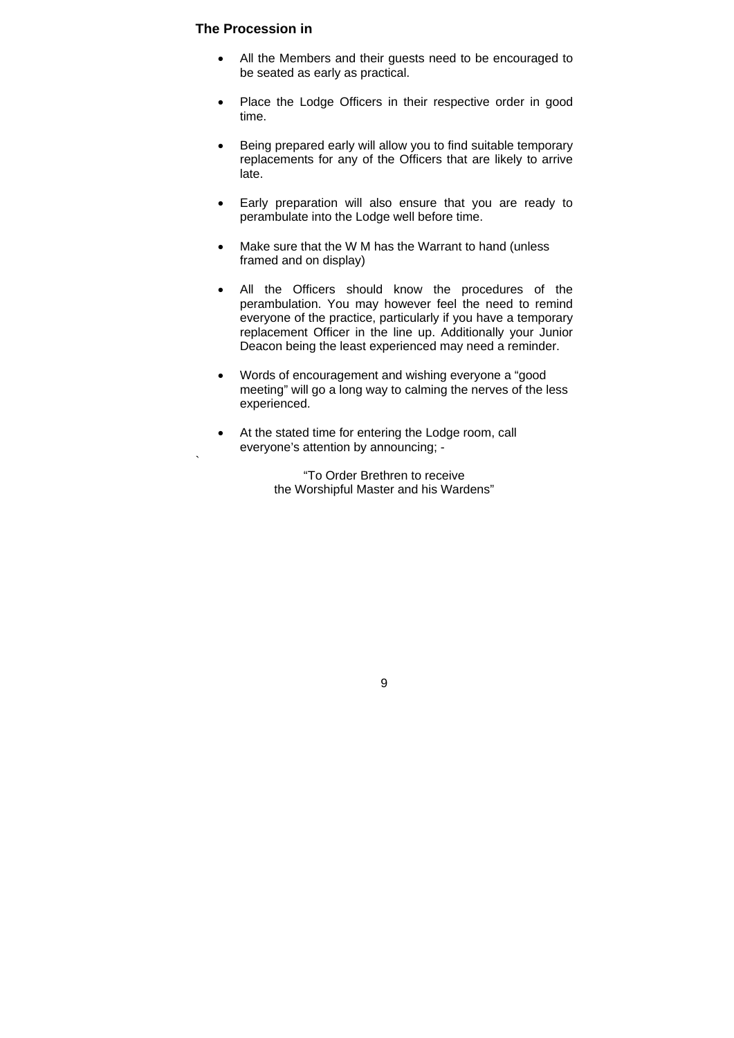## The Procession in

- All the Members and their guests need to be encouraged to be seated as early as practical.

- Place the Lodge Officers in their respective order in good time.

- Being prepared early will allow you to find suitable temporary replacements for any of the Officers that are likely to arrive late.

- Early preparation will also ensure that you are ready to perambulate into the Lodge well before time.

- Make sure that the W M has the Warrant to hand (unless framed and on display)

- All the Officers should know the procedures of the perambulation. You may however feel the need to remind everyone of the practice, particularly if you have a temporary replacement Officer in the line up. Additionally your Junior Deacon being the least experienced may need a reminder.

- Words of encouragement and wishing everyone a "good meeting" will go a long way to calming the nerves of the less experienced.

- At the stated time for entering the Lodge room, call everyone's attention by announcing; -

"To Order Brethren to receive
the Worshipful Master and his Wardens"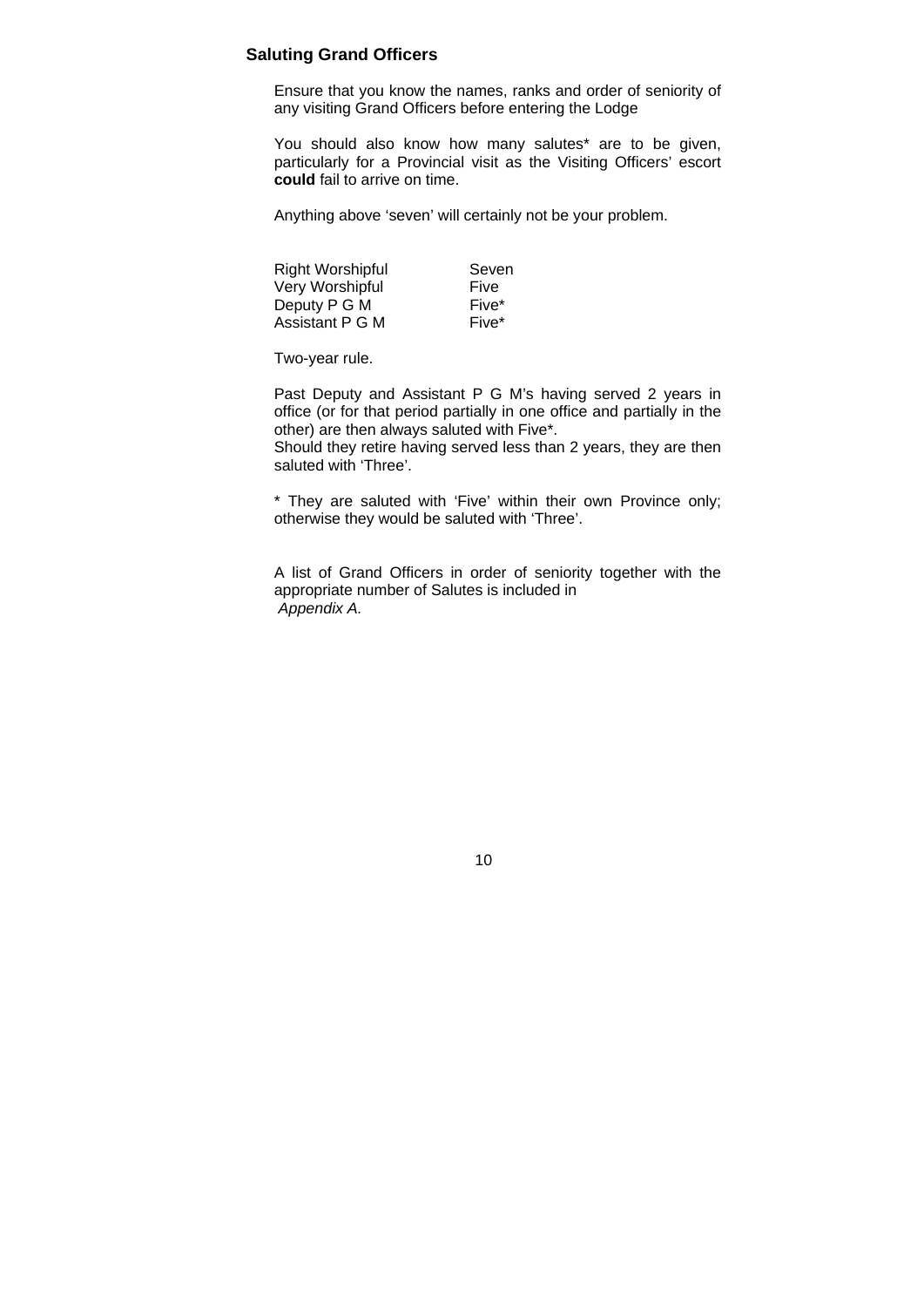## Saluting Grand Officers

Ensure that you know the names, ranks and order of seniority of any visiting Grand Officers before entering the Lodge

You should also know how many salutes* are to be given, particularly for a Provincial visit as the Visiting Officers' escort **could** fail to arrive on time.

Anything above 'seven' will certainly not be your problem.

| | |
|---|---|
| Right Worshipful | Seven |
| Very Worshipful | Five |
| Deputy P G M | Five* |
| Assistant P G M | Five* |

Two-year rule.

Past Deputy and Assistant P G M's having served 2 years in office (or for that period partially in one office and partially in the other) are then always saluted with Five*.
Should they retire having served less than 2 years, they are then saluted with 'Three'.

* They are saluted with 'Five' within their own Province only; otherwise they would be saluted with 'Three'.

A list of Grand Officers in order of seniority together with the appropriate number of Salutes is included in *Appendix A.*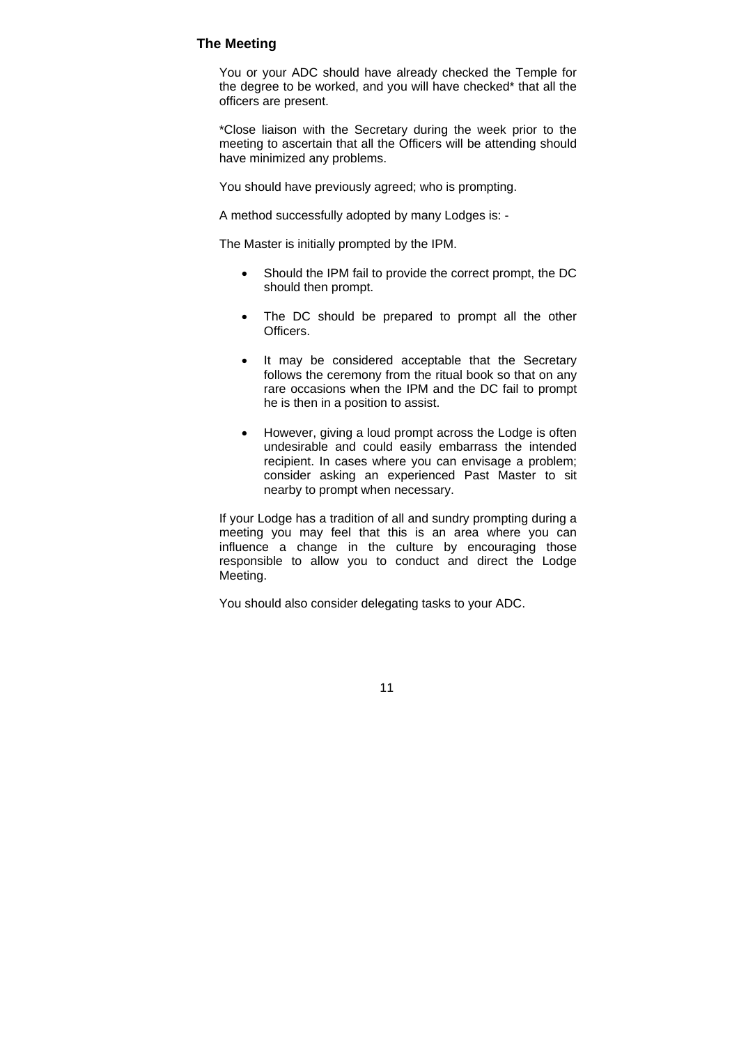## The Meeting

You or your ADC should have already checked the Temple for the degree to be worked, and you will have checked* that all the officers are present.

*Close liaison with the Secretary during the week prior to the meeting to ascertain that all the Officers will be attending should have minimized any problems.

You should have previously agreed; who is prompting.

A method successfully adopted by many Lodges is: -

The Master is initially prompted by the IPM.

- Should the IPM fail to provide the correct prompt, the DC should then prompt.
- The DC should be prepared to prompt all the other Officers.
- It may be considered acceptable that the Secretary follows the ceremony from the ritual book so that on any rare occasions when the IPM and the DC fail to prompt he is then in a position to assist.
- However, giving a loud prompt across the Lodge is often undesirable and could easily embarrass the intended recipient. In cases where you can envisage a problem; consider asking an experienced Past Master to sit nearby to prompt when necessary.

If your Lodge has a tradition of all and sundry prompting during a meeting you may feel that this is an area where you can influence a change in the culture by encouraging those responsible to allow you to conduct and direct the Lodge Meeting.

You should also consider delegating tasks to your ADC.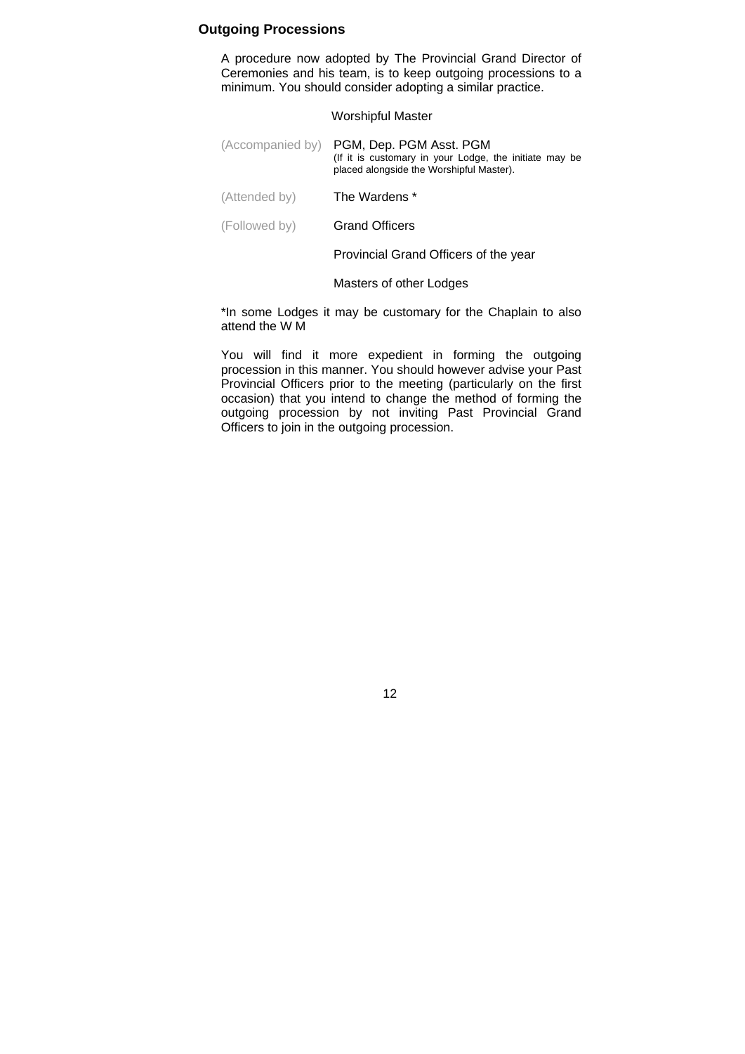## Outgoing Processions

A procedure now adopted by The Provincial Grand Director of Ceremonies and his team, is to keep outgoing processions to a minimum. You should consider adopting a similar practice.

Worshipful Master

(Accompanied by) PGM, Dep. PGM Asst. PGM
(If it is customary in your Lodge, the initiate may be placed alongside the Worshipful Master).

(Attended by) The Wardens *

(Followed by) Grand Officers

Provincial Grand Officers of the year

Masters of other Lodges

*In some Lodges it may be customary for the Chaplain to also attend the W M

You will find it more expedient in forming the outgoing procession in this manner. You should however advise your Past Provincial Officers prior to the meeting (particularly on the first occasion) that you intend to change the method of forming the outgoing procession by not inviting Past Provincial Grand Officers to join in the outgoing procession.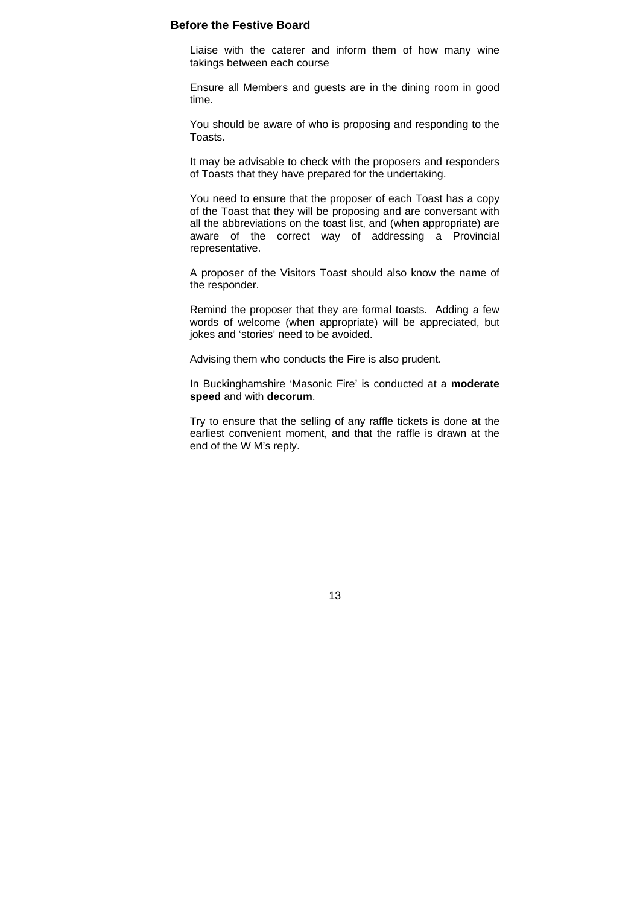## Before the Festive Board

Liaise with the caterer and inform them of how many wine takings between each course

Ensure all Members and guests are in the dining room in good time.

You should be aware of who is proposing and responding to the Toasts.

It may be advisable to check with the proposers and responders of Toasts that they have prepared for the undertaking.

You need to ensure that the proposer of each Toast has a copy of the Toast that they will be proposing and are conversant with all the abbreviations on the toast list, and (when appropriate) are aware of the correct way of addressing a Provincial representative.

A proposer of the Visitors Toast should also know the name of the responder.

Remind the proposer that they are formal toasts.  Adding a few words of welcome (when appropriate) will be appreciated, but jokes and 'stories' need to be avoided.

Advising them who conducts the Fire is also prudent.

In Buckinghamshire 'Masonic Fire' is conducted at a **moderate speed** and with **decorum**.

Try to ensure that the selling of any raffle tickets is done at the earliest convenient moment, and that the raffle is drawn at the end of the W M's reply.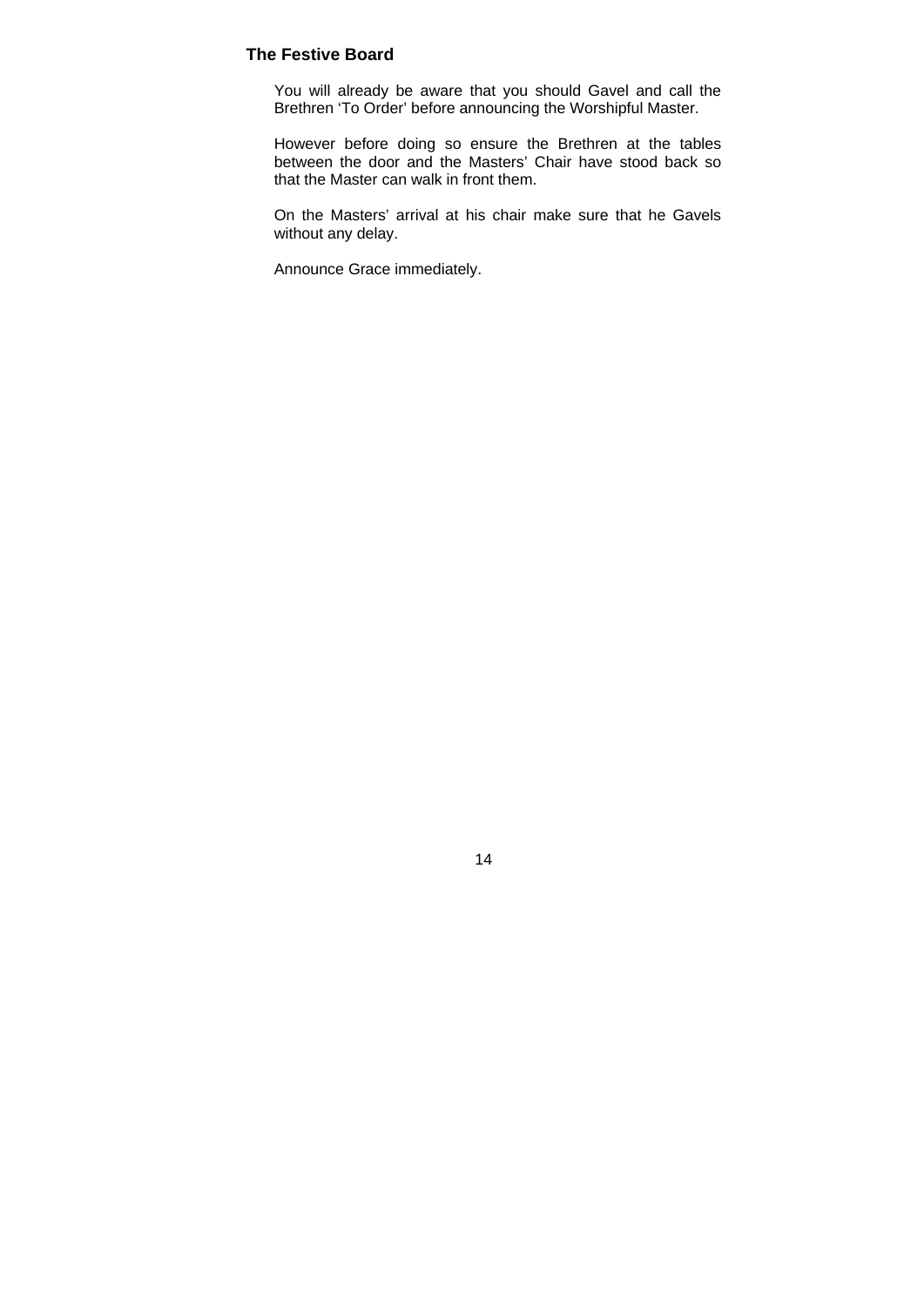## The Festive Board

You will already be aware that you should Gavel and call the Brethren 'To Order' before announcing the Worshipful Master.

However before doing so ensure the Brethren at the tables between the door and the Masters' Chair have stood back so that the Master can walk in front them.

On the Masters' arrival at his chair make sure that he Gavels without any delay.

Announce Grace immediately.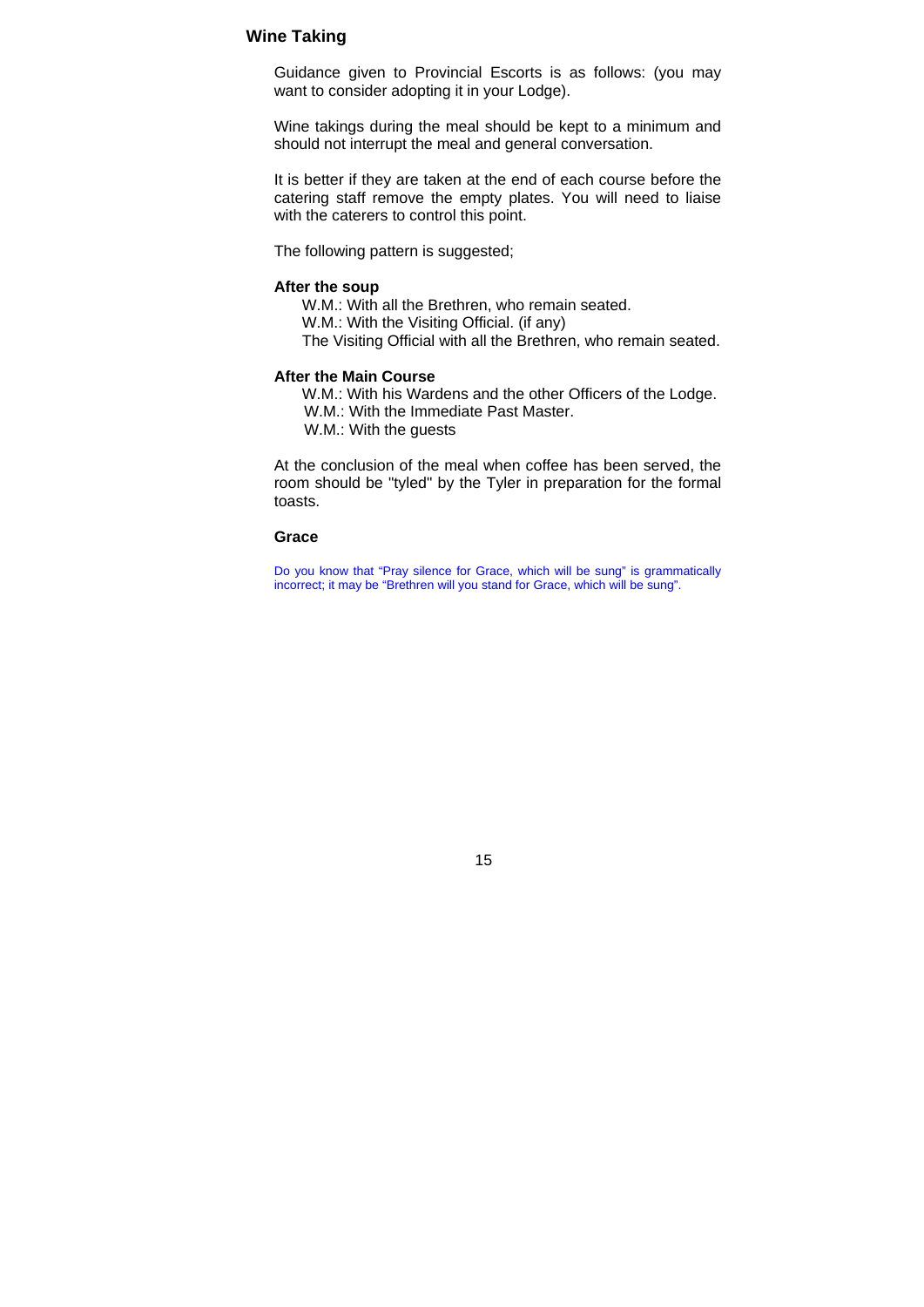## Wine Taking

Guidance given to Provincial Escorts is as follows: (you may want to consider adopting it in your Lodge).

Wine takings during the meal should be kept to a minimum and should not interrupt the meal and general conversation.

It is better if they are taken at the end of each course before the catering staff remove the empty plates. You will need to liaise with the caterers to control this point.

The following pattern is suggested;

**After the soup**

W.M.: With all the Brethren, who remain seated.
W.M.: With the Visiting Official. (if any)
The Visiting Official with all the Brethren, who remain seated.

**After the Main Course**

W.M.: With his Wardens and the other Officers of the Lodge.
W.M.: With the Immediate Past Master.
W.M.: With the guests

At the conclusion of the meal when coffee has been served, the room should be "tyled" by the Tyler in preparation for the formal toasts.

**Grace**

Do you know that "Pray silence for Grace, which will be sung" is grammatically incorrect; it may be "Brethren will you stand for Grace, which will be sung".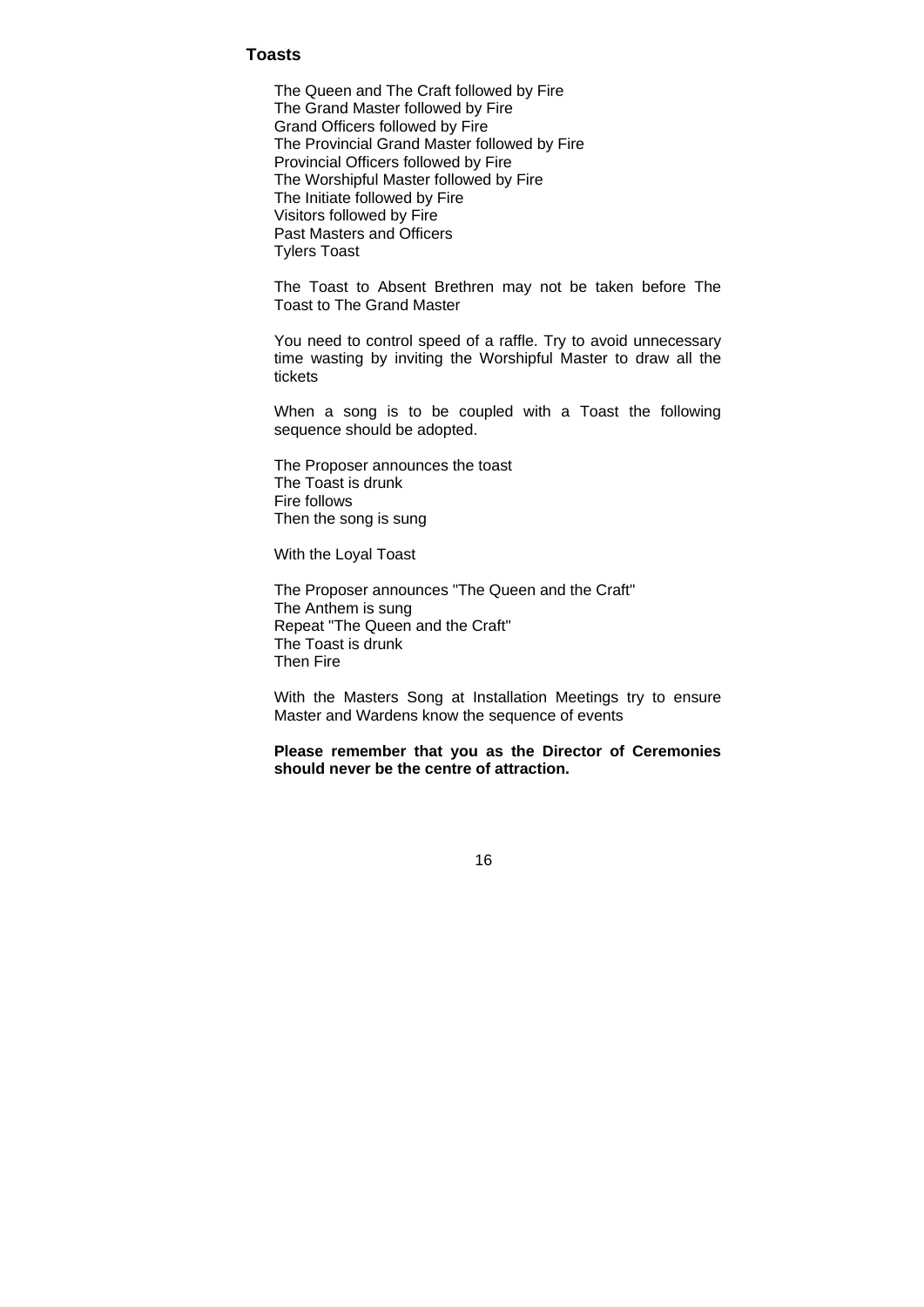## Toasts

The Queen and The Craft followed by Fire
The Grand Master followed by Fire
Grand Officers followed by Fire
The Provincial Grand Master followed by Fire
Provincial Officers followed by Fire
The Worshipful Master followed by Fire
The Initiate followed by Fire
Visitors followed by Fire
Past Masters and Officers
Tylers Toast

The Toast to Absent Brethren may not be taken before The Toast to The Grand Master

You need to control speed of a raffle. Try to avoid unnecessary time wasting by inviting the Worshipful Master to draw all the tickets

When a song is to be coupled with a Toast the following sequence should be adopted.

The Proposer announces the toast
The Toast is drunk
Fire follows
Then the song is sung

With the Loyal Toast

The Proposer announces "The Queen and the Craft"
The Anthem is sung
Repeat "The Queen and the Craft"
The Toast is drunk
Then Fire

With the Masters Song at Installation Meetings try to ensure Master and Wardens know the sequence of events

**Please remember that you as the Director of Ceremonies should never be the centre of attraction.**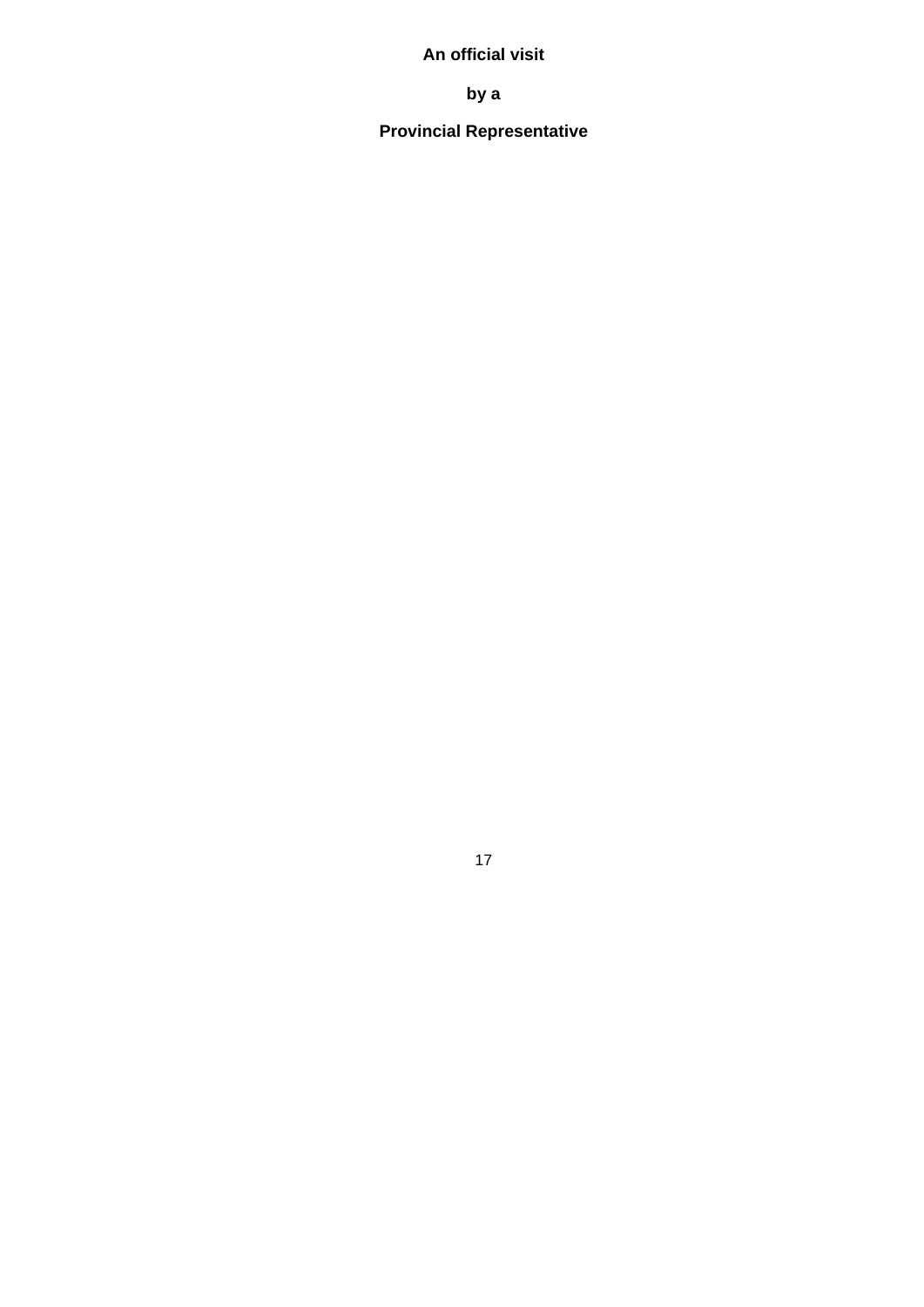**An official visit**

**by a**

**Provincial Representative**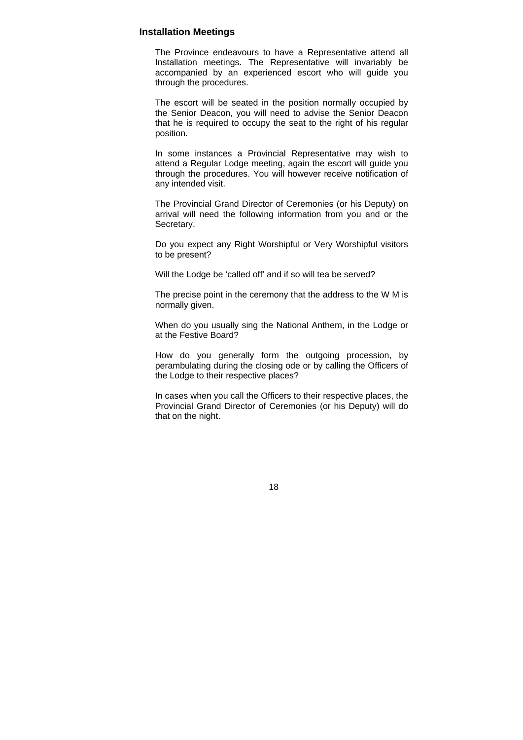## Installation Meetings

The Province endeavours to have a Representative attend all Installation meetings. The Representative will invariably be accompanied by an experienced escort who will guide you through the procedures.

The escort will be seated in the position normally occupied by the Senior Deacon, you will need to advise the Senior Deacon that he is required to occupy the seat to the right of his regular position.

In some instances a Provincial Representative may wish to attend a Regular Lodge meeting, again the escort will guide you through the procedures. You will however receive notification of any intended visit.

The Provincial Grand Director of Ceremonies (or his Deputy) on arrival will need the following information from you and or the Secretary.

Do you expect any Right Worshipful or Very Worshipful visitors to be present?

Will the Lodge be 'called off' and if so will tea be served?

The precise point in the ceremony that the address to the W M is normally given.

When do you usually sing the National Anthem, in the Lodge or at the Festive Board?

How do you generally form the outgoing procession, by perambulating during the closing ode or by calling the Officers of the Lodge to their respective places?

In cases when you call the Officers to their respective places, the Provincial Grand Director of Ceremonies (or his Deputy) will do that on the night.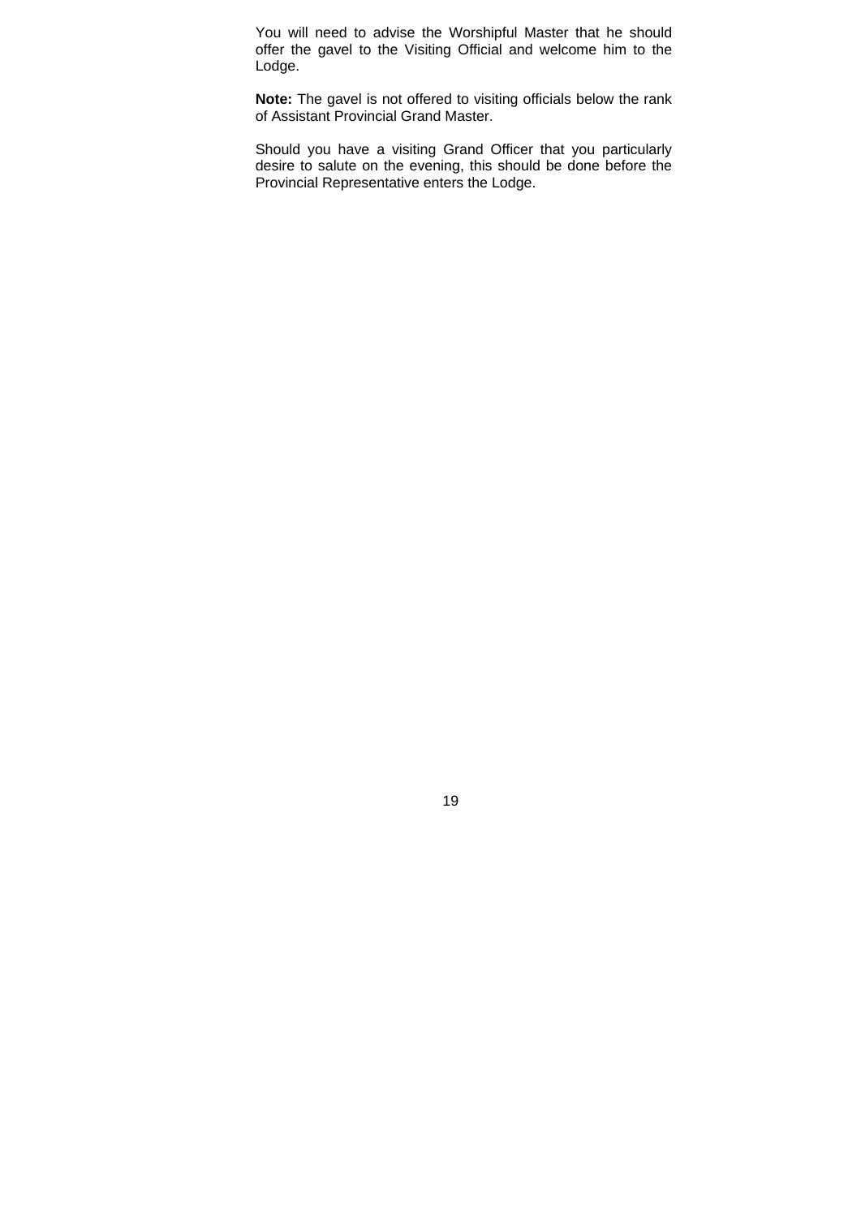You will need to advise the Worshipful Master that he should offer the gavel to the Visiting Official and welcome him to the Lodge.

**Note:** The gavel is not offered to visiting officials below the rank of Assistant Provincial Grand Master.

Should you have a visiting Grand Officer that you particularly desire to salute on the evening, this should be done before the Provincial Representative enters the Lodge.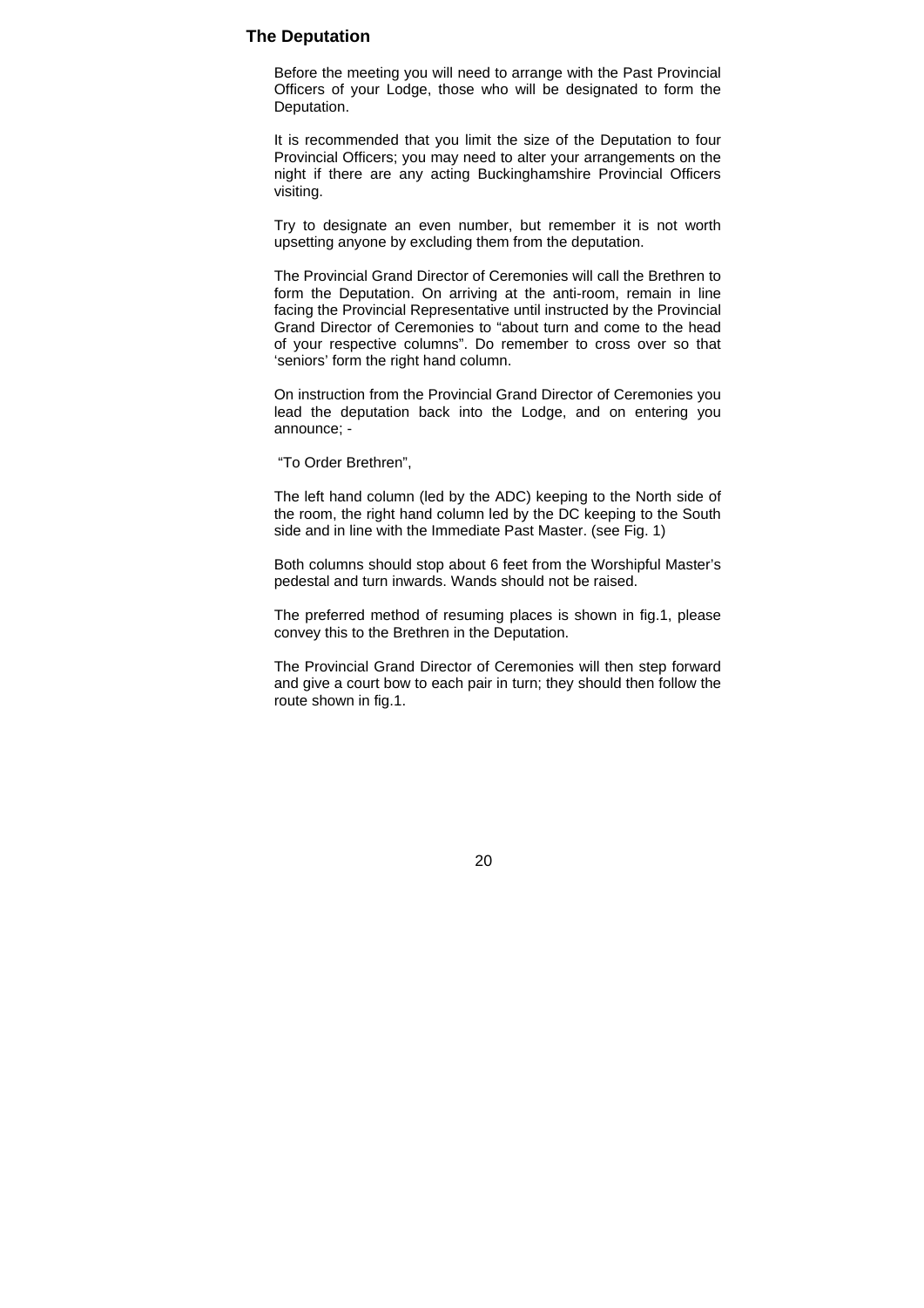## The Deputation

Before the meeting you will need to arrange with the Past Provincial Officers of your Lodge, those who will be designated to form the Deputation.

It is recommended that you limit the size of the Deputation to four Provincial Officers; you may need to alter your arrangements on the night if there are any acting Buckinghamshire Provincial Officers visiting.

Try to designate an even number, but remember it is not worth upsetting anyone by excluding them from the deputation.

The Provincial Grand Director of Ceremonies will call the Brethren to form the Deputation. On arriving at the anti-room, remain in line facing the Provincial Representative until instructed by the Provincial Grand Director of Ceremonies to "about turn and come to the head of your respective columns". Do remember to cross over so that 'seniors' form the right hand column.

On instruction from the Provincial Grand Director of Ceremonies you lead the deputation back into the Lodge, and on entering you announce; -

"To Order Brethren",

The left hand column (led by the ADC) keeping to the North side of the room, the right hand column led by the DC keeping to the South side and in line with the Immediate Past Master. (see Fig. 1)

Both columns should stop about 6 feet from the Worshipful Master's pedestal and turn inwards. Wands should not be raised.

The preferred method of resuming places is shown in fig.1, please convey this to the Brethren in the Deputation.

The Provincial Grand Director of Ceremonies will then step forward and give a court bow to each pair in turn; they should then follow the route shown in fig.1.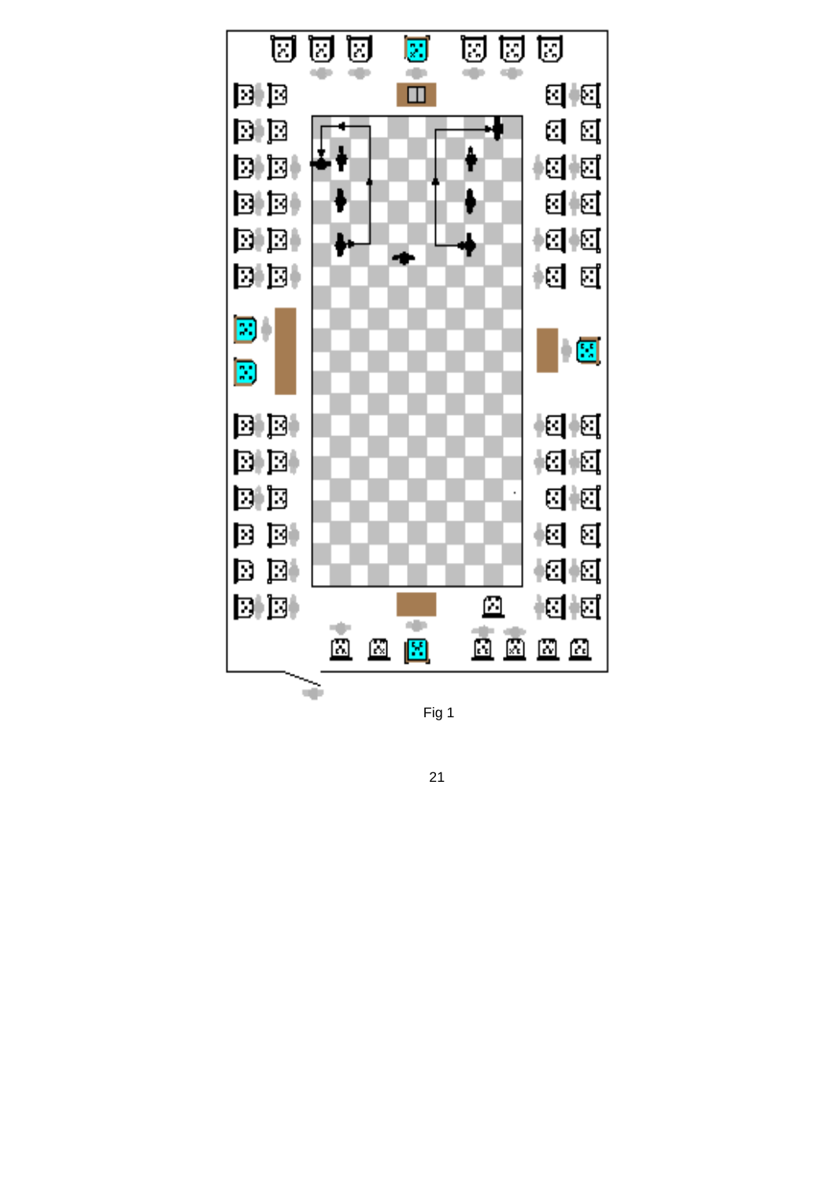Fig 1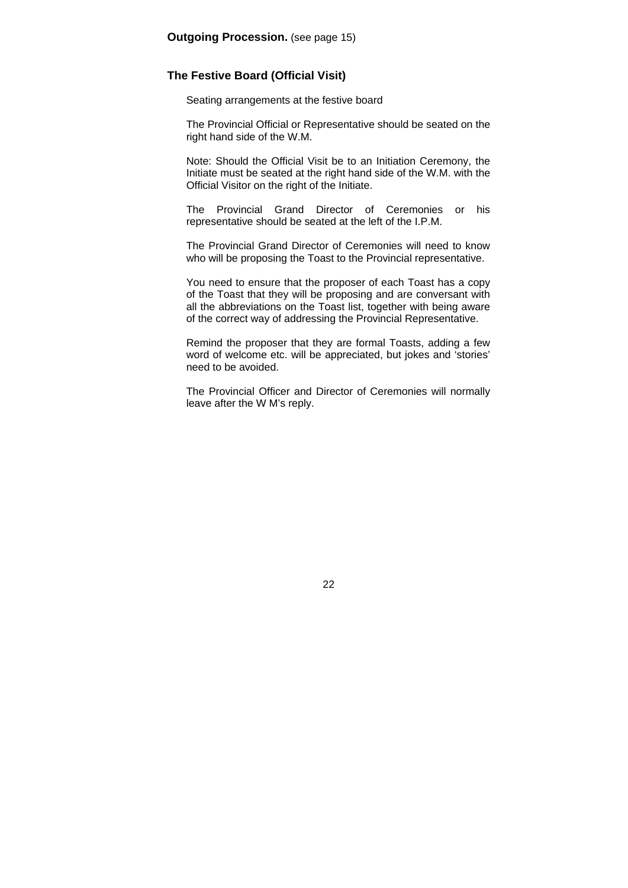**Outgoing Procession.** (see page 15)

## The Festive Board (Official Visit)

Seating arrangements at the festive board

The Provincial Official or Representative should be seated on the right hand side of the W.M.

Note: Should the Official Visit be to an Initiation Ceremony, the Initiate must be seated at the right hand side of the W.M. with the Official Visitor on the right of the Initiate.

The Provincial Grand Director of Ceremonies or his representative should be seated at the left of the I.P.M.

The Provincial Grand Director of Ceremonies will need to know who will be proposing the Toast to the Provincial representative.

You need to ensure that the proposer of each Toast has a copy of the Toast that they will be proposing and are conversant with all the abbreviations on the Toast list, together with being aware of the correct way of addressing the Provincial Representative.

Remind the proposer that they are formal Toasts, adding a few word of welcome etc. will be appreciated, but jokes and 'stories' need to be avoided.

The Provincial Officer and Director of Ceremonies will normally leave after the W M's reply.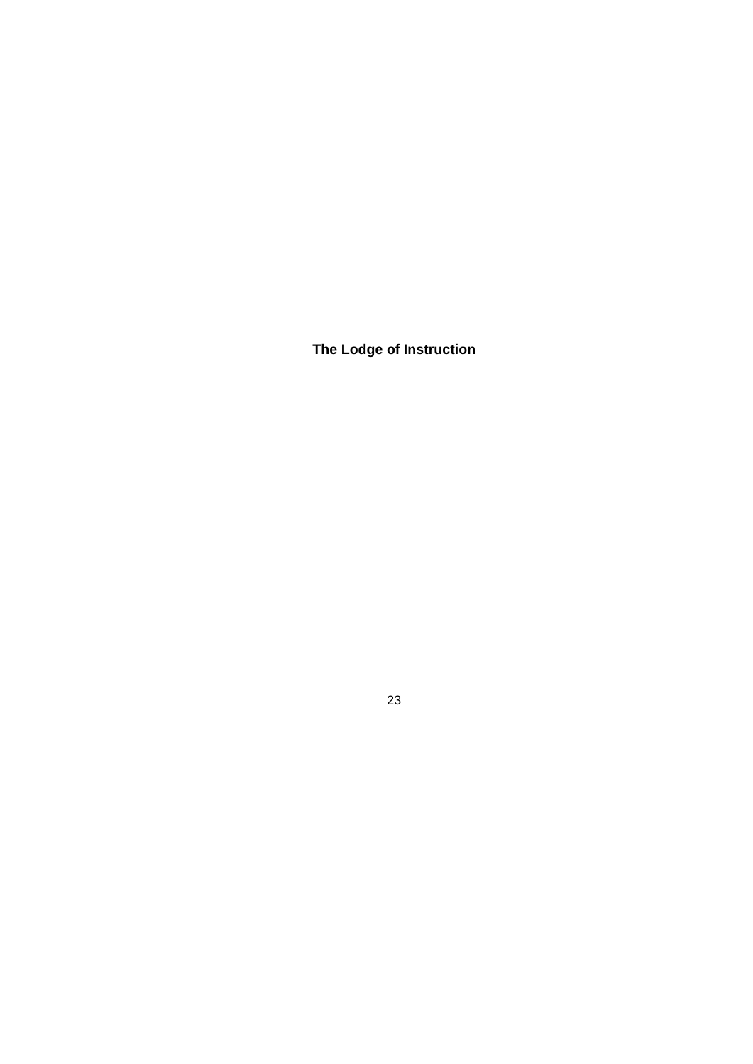**The Lodge of Instruction**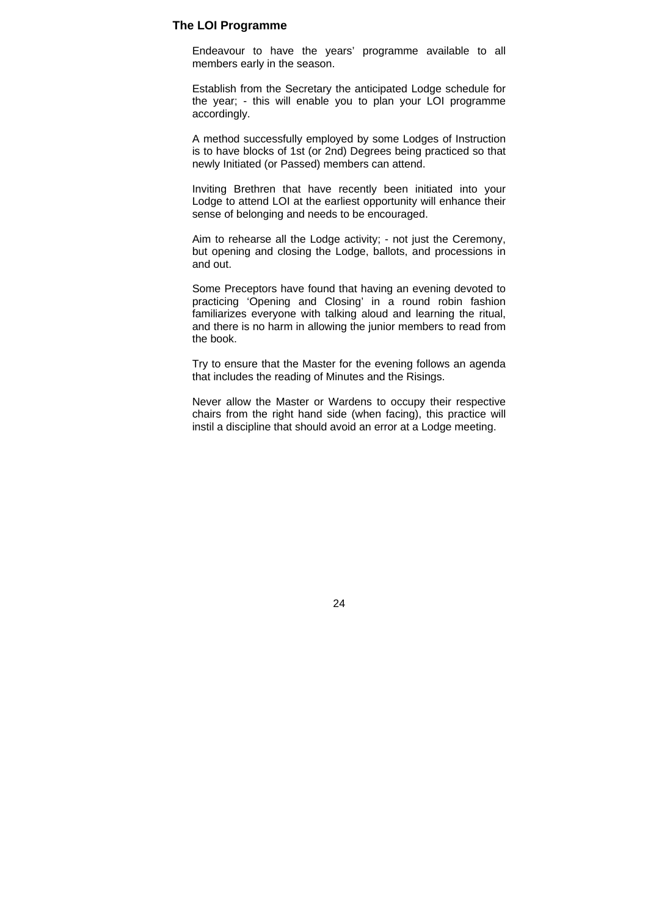## The LOI Programme

Endeavour to have the years' programme available to all members early in the season.

Establish from the Secretary the anticipated Lodge schedule for the year; - this will enable you to plan your LOI programme accordingly.

A method successfully employed by some Lodges of Instruction is to have blocks of 1st (or 2nd) Degrees being practiced so that newly Initiated (or Passed) members can attend.

Inviting Brethren that have recently been initiated into your Lodge to attend LOI at the earliest opportunity will enhance their sense of belonging and needs to be encouraged.

Aim to rehearse all the Lodge activity; - not just the Ceremony, but opening and closing the Lodge, ballots, and processions in and out.

Some Preceptors have found that having an evening devoted to practicing 'Opening and Closing' in a round robin fashion familiarizes everyone with talking aloud and learning the ritual, and there is no harm in allowing the junior members to read from the book.

Try to ensure that the Master for the evening follows an agenda that includes the reading of Minutes and the Risings.

Never allow the Master or Wardens to occupy their respective chairs from the right hand side (when facing), this practice will instil a discipline that should avoid an error at a Lodge meeting.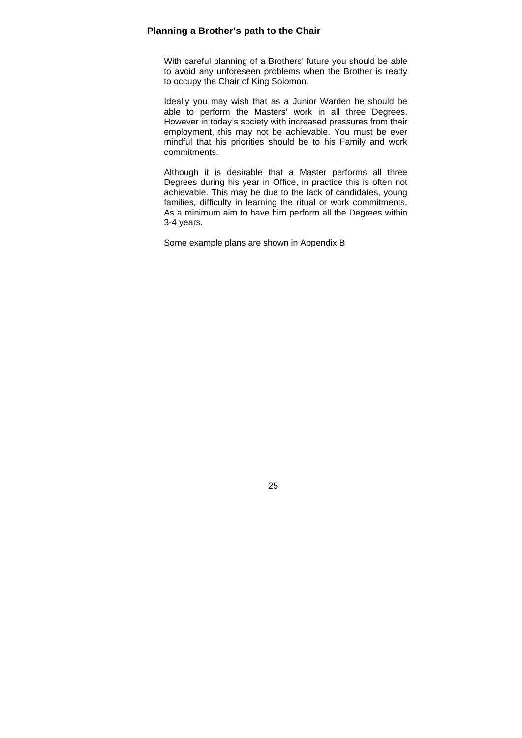## Planning a Brother's path to the Chair

With careful planning of a Brothers' future you should be able to avoid any unforeseen problems when the Brother is ready to occupy the Chair of King Solomon.

Ideally you may wish that as a Junior Warden he should be able to perform the Masters' work in all three Degrees. However in today's society with increased pressures from their employment, this may not be achievable. You must be ever mindful that his priorities should be to his Family and work commitments.

Although it is desirable that a Master performs all three Degrees during his year in Office, in practice this is often not achievable. This may be due to the lack of candidates, young families, difficulty in learning the ritual or work commitments. As a minimum aim to have him perform all the Degrees within 3-4 years.

Some example plans are shown in Appendix B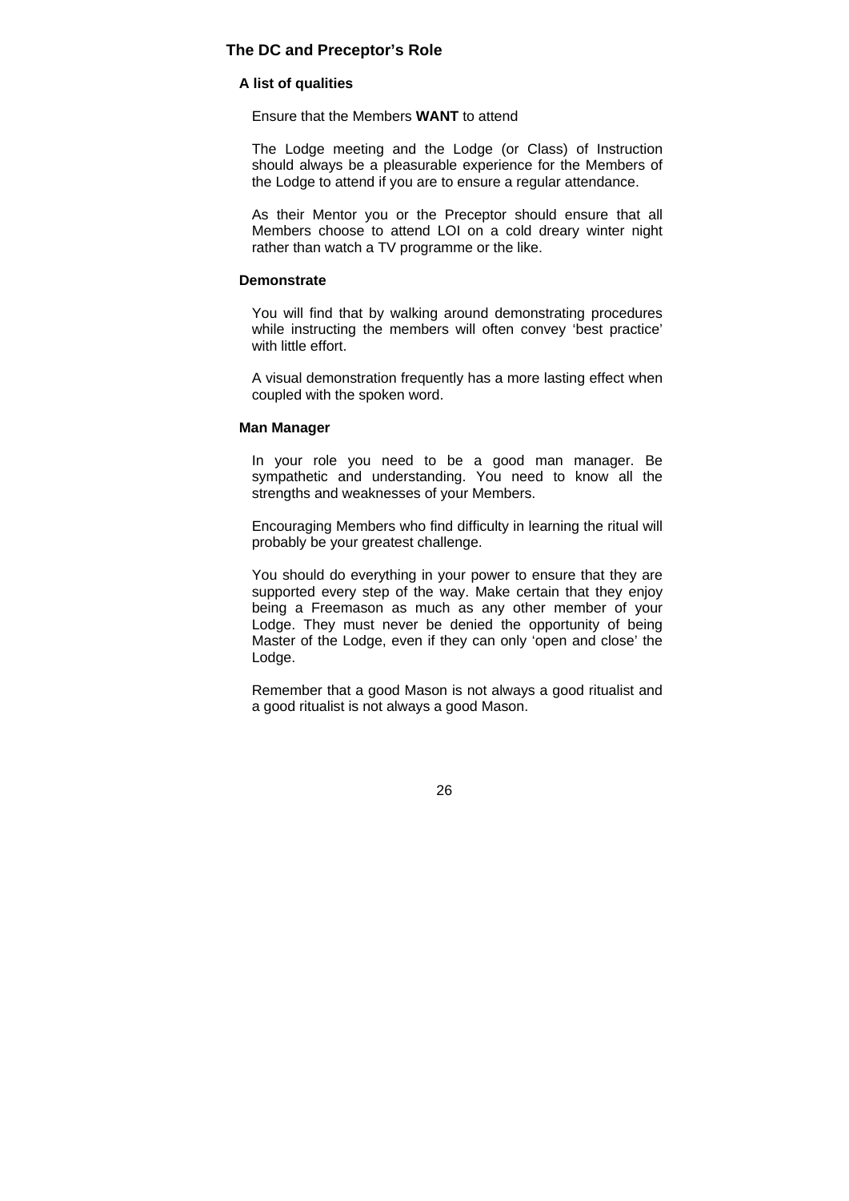## The DC and Preceptor's Role

### A list of qualities

Ensure that the Members **WANT** to attend

The Lodge meeting and the Lodge (or Class) of Instruction should always be a pleasurable experience for the Members of the Lodge to attend if you are to ensure a regular attendance.

As their Mentor you or the Preceptor should ensure that all Members choose to attend LOI on a cold dreary winter night rather than watch a TV programme or the like.

### Demonstrate

You will find that by walking around demonstrating procedures while instructing the members will often convey 'best practice' with little effort.

A visual demonstration frequently has a more lasting effect when coupled with the spoken word.

### Man Manager

In your role you need to be a good man manager. Be sympathetic and understanding. You need to know all the strengths and weaknesses of your Members.

Encouraging Members who find difficulty in learning the ritual will probably be your greatest challenge.

You should do everything in your power to ensure that they are supported every step of the way. Make certain that they enjoy being a Freemason as much as any other member of your Lodge. They must never be denied the opportunity of being Master of the Lodge, even if they can only 'open and close' the Lodge.

Remember that a good Mason is not always a good ritualist and a good ritualist is not always a good Mason.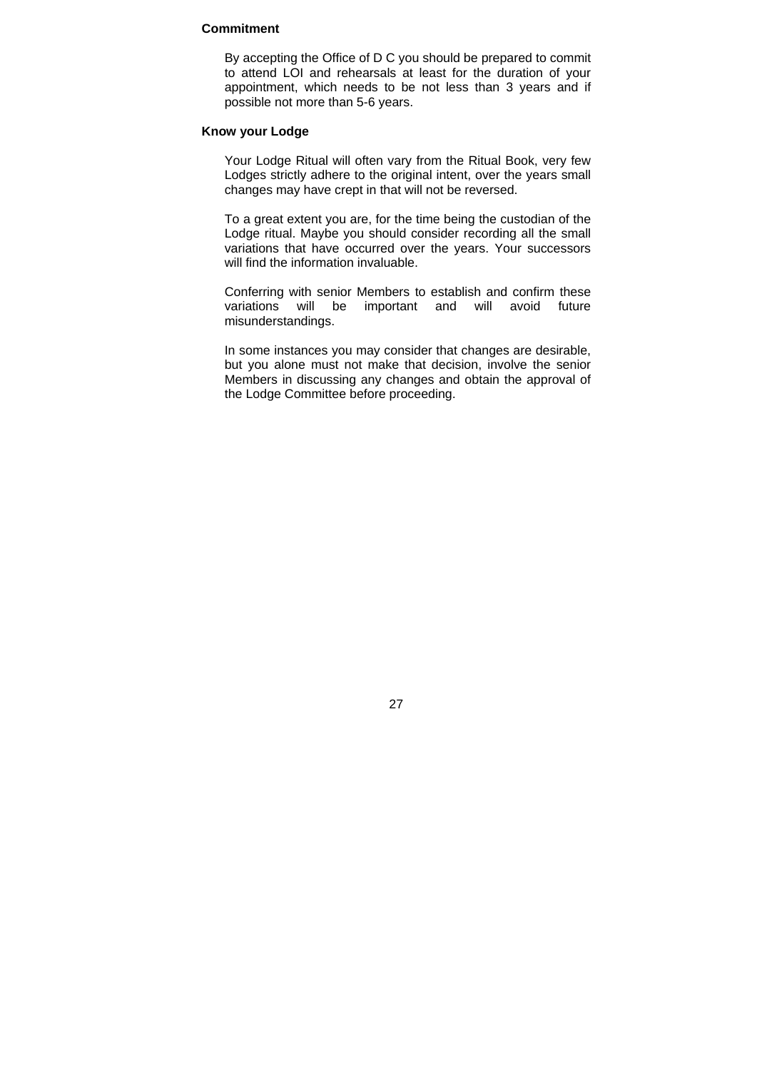**Commitment**

By accepting the Office of D C you should be prepared to commit to attend LOI and rehearsals at least for the duration of your appointment, which needs to be not less than 3 years and if possible not more than 5-6 years.

**Know your Lodge**

Your Lodge Ritual will often vary from the Ritual Book, very few Lodges strictly adhere to the original intent, over the years small changes may have crept in that will not be reversed.

To a great extent you are, for the time being the custodian of the Lodge ritual. Maybe you should consider recording all the small variations that have occurred over the years. Your successors will find the information invaluable.

Conferring with senior Members to establish and confirm these variations will be important and will avoid future misunderstandings.

In some instances you may consider that changes are desirable, but you alone must not make that decision, involve the senior Members in discussing any changes and obtain the approval of the Lodge Committee before proceeding.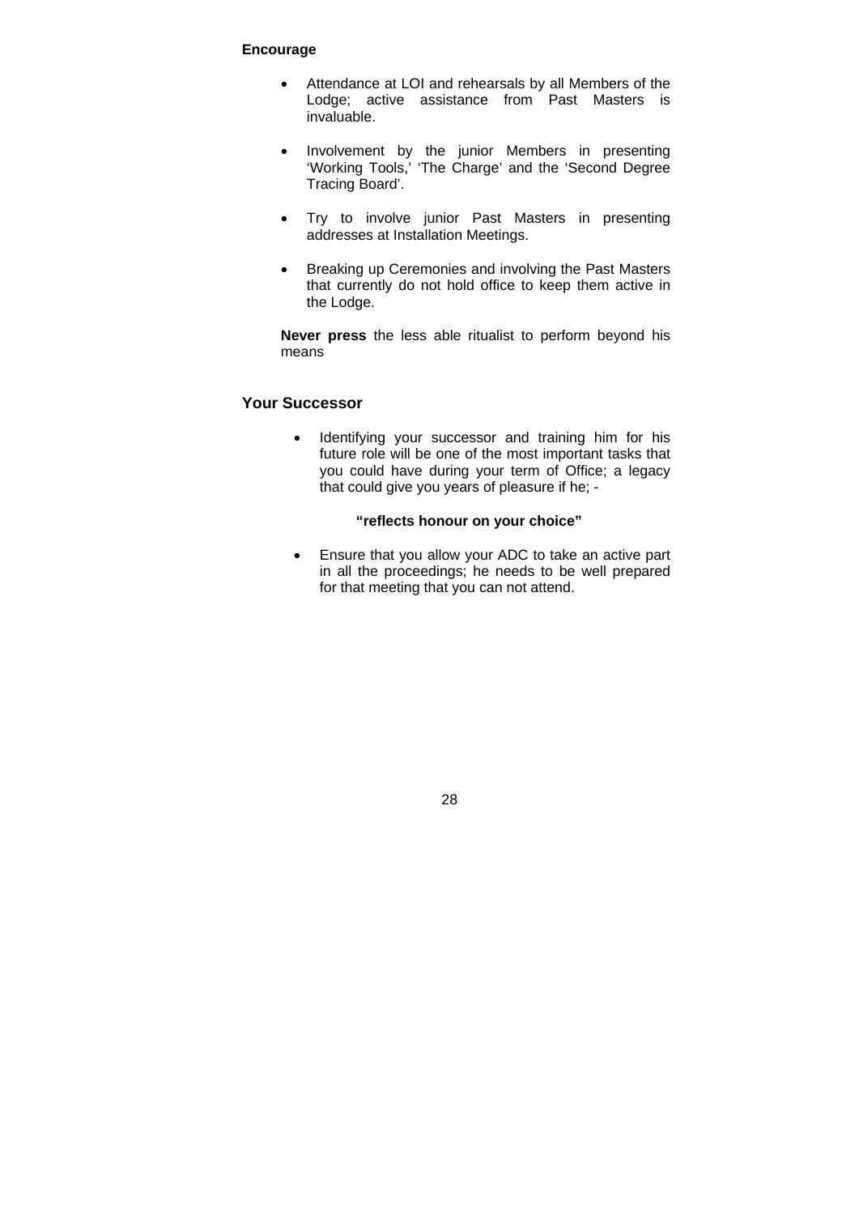**Encourage**

- Attendance at LOI and rehearsals by all Members of the Lodge; active assistance from Past Masters is invaluable.
- Involvement by the junior Members in presenting 'Working Tools,' 'The Charge' and the 'Second Degree Tracing Board'.
- Try to involve junior Past Masters in presenting addresses at Installation Meetings.
- Breaking up Ceremonies and involving the Past Masters that currently do not hold office to keep them active in the Lodge.

**Never press** the less able ritualist to perform beyond his means

## Your Successor

- Identifying your successor and training him for his future role will be one of the most important tasks that you could have during your term of Office; a legacy that could give you years of pleasure if he; -

  **"reflects honour on your choice"**

- Ensure that you allow your ADC to take an active part in all the proceedings; he needs to be well prepared for that meeting that you can not attend.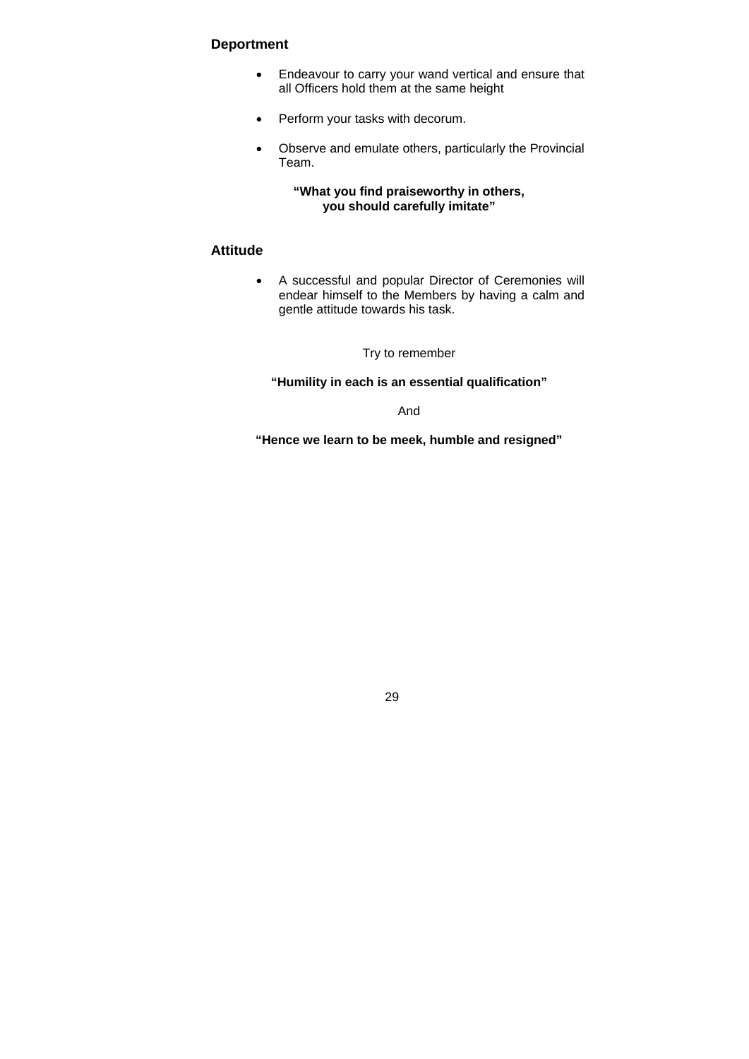## Deportment

- Endeavour to carry your wand vertical and ensure that all Officers hold them at the same height
- Perform your tasks with decorum.
- Observe and emulate others, particularly the Provincial Team.

**"What you find praiseworthy in others, you should carefully imitate"**

## Attitude

- A successful and popular Director of Ceremonies will endear himself to the Members by having a calm and gentle attitude towards his task.

Try to remember

**"Humility in each is an essential qualification"**

And

**"Hence we learn to be meek, humble and resigned"**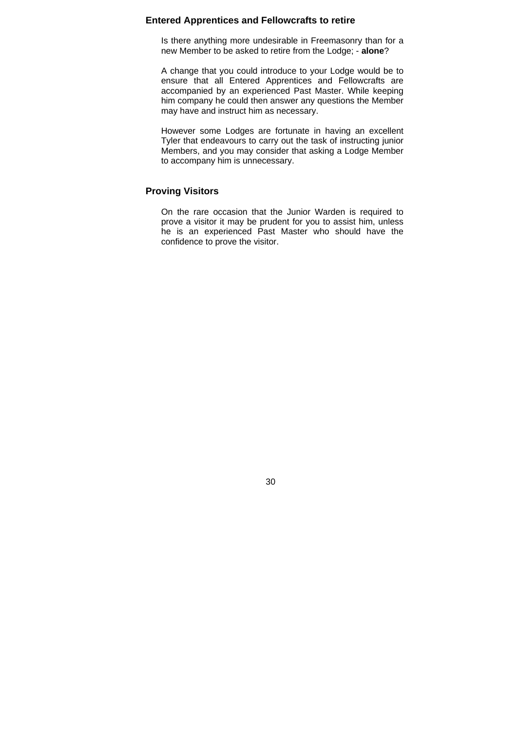## Entered Apprentices and Fellowcrafts to retire

Is there anything more undesirable in Freemasonry than for a new Member to be asked to retire from the Lodge; - **alone**?

A change that you could introduce to your Lodge would be to ensure that all Entered Apprentices and Fellowcrafts are accompanied by an experienced Past Master. While keeping him company he could then answer any questions the Member may have and instruct him as necessary.

However some Lodges are fortunate in having an excellent Tyler that endeavours to carry out the task of instructing junior Members, and you may consider that asking a Lodge Member to accompany him is unnecessary.

## Proving Visitors

On the rare occasion that the Junior Warden is required to prove a visitor it may be prudent for you to assist him, unless he is an experienced Past Master who should have the confidence to prove the visitor.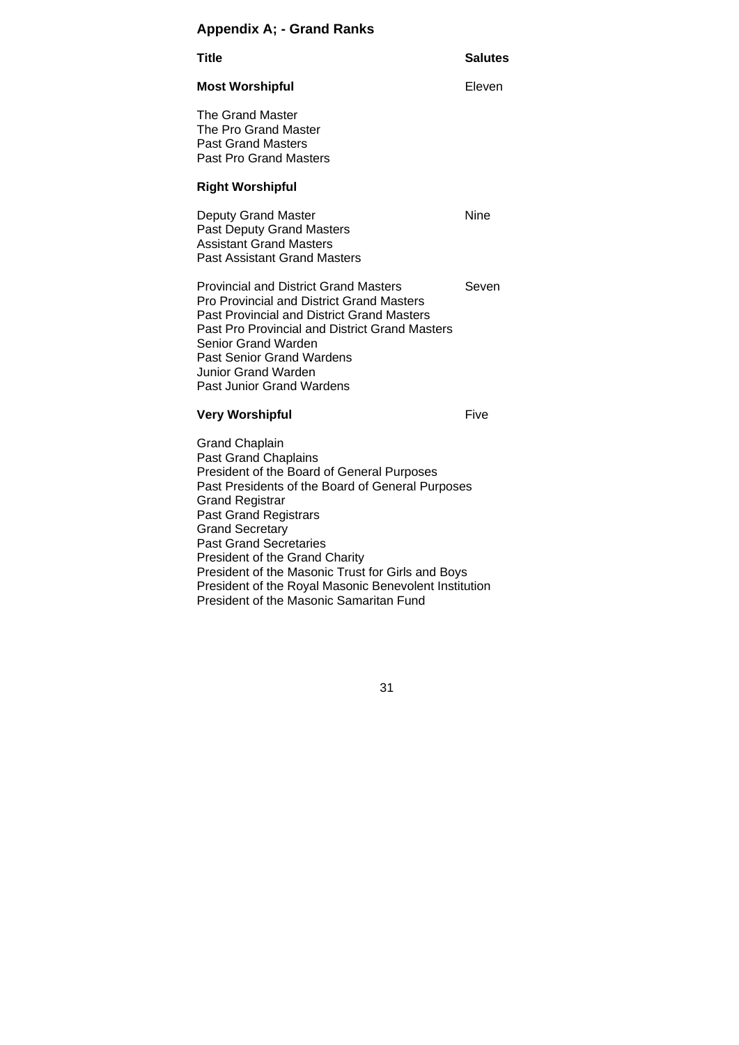## Appendix A; - Grand Ranks

| Title | Salutes |
|---|---|
| **Most Worshipful** | Eleven |
| The Grand Master<br>The Pro Grand Master<br>Past Grand Masters<br>Past Pro Grand Masters | |
| **Right Worshipful** | |
| Deputy Grand Master<br>Past Deputy Grand Masters<br>Assistant Grand Masters<br>Past Assistant Grand Masters | Nine |
| Provincial and District Grand Masters<br>Pro Provincial and District Grand Masters<br>Past Provincial and District Grand Masters<br>Past Pro Provincial and District Grand Masters<br>Senior Grand Warden<br>Past Senior Grand Wardens<br>Junior Grand Warden<br>Past Junior Grand Wardens | Seven |
| **Very Worshipful** | Five |
| Grand Chaplain<br>Past Grand Chaplains<br>President of the Board of General Purposes<br>Past Presidents of the Board of General Purposes<br>Grand Registrar<br>Past Grand Registrars<br>Grand Secretary<br>Past Grand Secretaries<br>President of the Grand Charity<br>President of the Masonic Trust for Girls and Boys<br>President of the Royal Masonic Benevolent Institution<br>President of the Masonic Samaritan Fund | |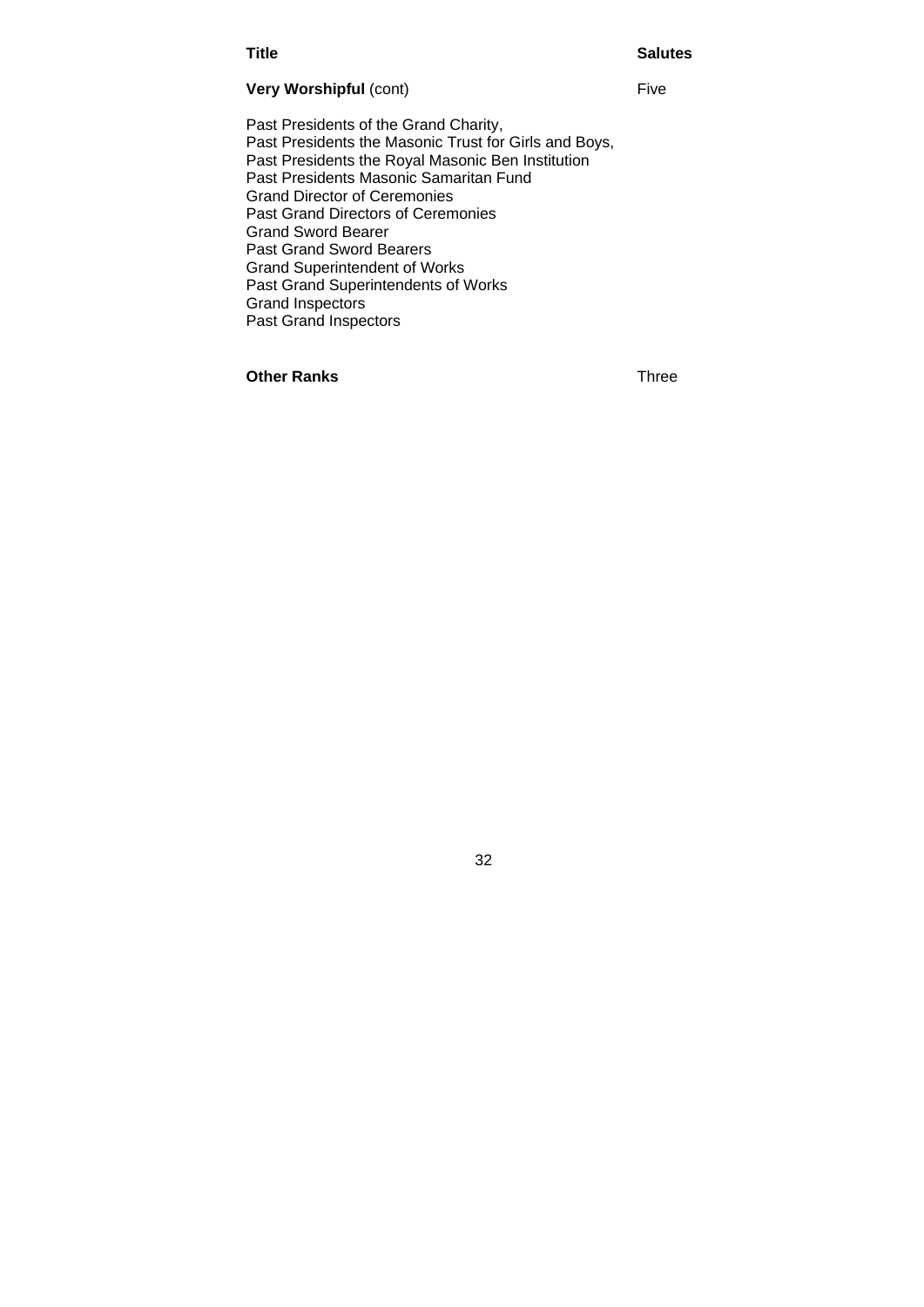| Title | Salutes |
|---|---|
| **Very Worshipful** (cont) | Five |
| Past Presidents of the Grand Charity,<br>Past Presidents the Masonic Trust for Girls and Boys,<br>Past Presidents the Royal Masonic Ben Institution<br>Past Presidents Masonic Samaritan Fund<br>Grand Director of Ceremonies<br>Past Grand Directors of Ceremonies<br>Grand Sword Bearer<br>Past Grand Sword Bearers<br>Grand Superintendent of Works<br>Past Grand Superintendents of Works<br>Grand Inspectors<br>Past Grand Inspectors | |
| **Other Ranks** | Three |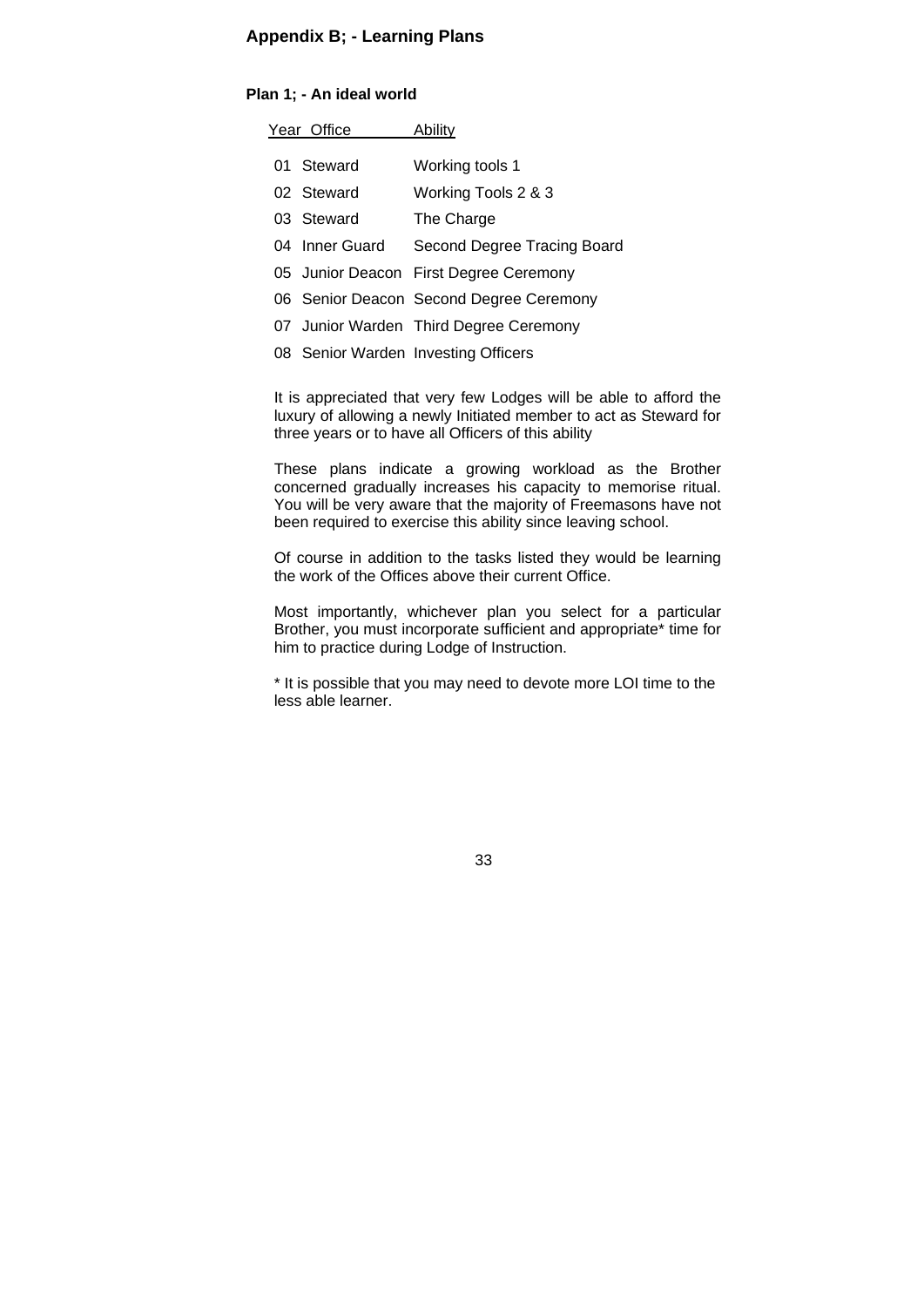## Appendix B; - Learning Plans

### Plan 1; - An ideal world

| Year | Office | Ability |
|---|---|---|
| 01 | Steward | Working tools 1 |
| 02 | Steward | Working Tools 2 & 3 |
| 03 | Steward | The Charge |
| 04 | Inner Guard | Second Degree Tracing Board |
| 05 | Junior Deacon | First Degree Ceremony |
| 06 | Senior Deacon | Second Degree Ceremony |
| 07 | Junior Warden | Third Degree Ceremony |
| 08 | Senior Warden | Investing Officers |

It is appreciated that very few Lodges will be able to afford the luxury of allowing a newly Initiated member to act as Steward for three years or to have all Officers of this ability

These plans indicate a growing workload as the Brother concerned gradually increases his capacity to memorise ritual. You will be very aware that the majority of Freemasons have not been required to exercise this ability since leaving school.

Of course in addition to the tasks listed they would be learning the work of the Offices above their current Office.

Most importantly, whichever plan you select for a particular Brother, you must incorporate sufficient and appropriate* time for him to practice during Lodge of Instruction.

* It is possible that you may need to devote more LOI time to the less able learner.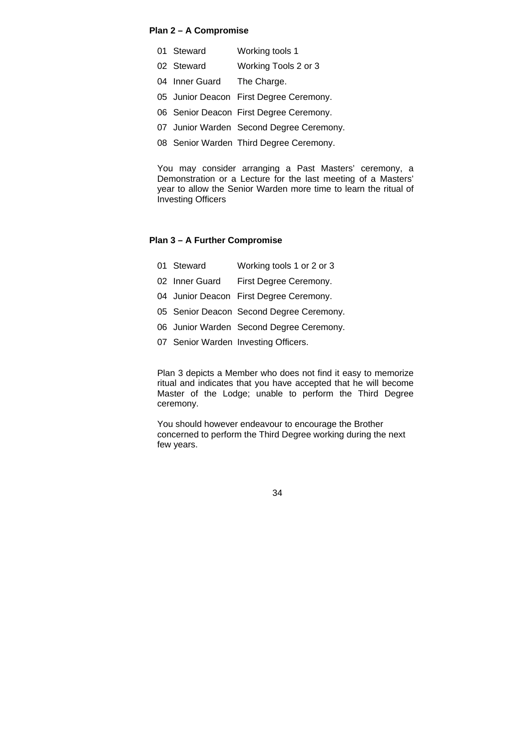**Plan 2 – A Compromise**

| | | |
|---|---|---|
| 01 | Steward | Working tools 1 |
| 02 | Steward | Working Tools 2 or 3 |
| 04 | Inner Guard | The Charge. |
| 05 | Junior Deacon | First Degree Ceremony. |
| 06 | Senior Deacon | First Degree Ceremony. |
| 07 | Junior Warden | Second Degree Ceremony. |
| 08 | Senior Warden | Third Degree Ceremony. |

You may consider arranging a Past Masters' ceremony, a Demonstration or a Lecture for the last meeting of a Masters' year to allow the Senior Warden more time to learn the ritual of Investing Officers

**Plan 3 – A Further Compromise**

| | | |
|---|---|---|
| 01 | Steward | Working tools 1 or 2 or 3 |
| 02 | Inner Guard | First Degree Ceremony. |
| 04 | Junior Deacon | First Degree Ceremony. |
| 05 | Senior Deacon | Second Degree Ceremony. |
| 06 | Junior Warden | Second Degree Ceremony. |
| 07 | Senior Warden | Investing Officers. |

Plan 3 depicts a Member who does not find it easy to memorize ritual and indicates that you have accepted that he will become Master of the Lodge; unable to perform the Third Degree ceremony.

You should however endeavour to encourage the Brother concerned to perform the Third Degree working during the next few years.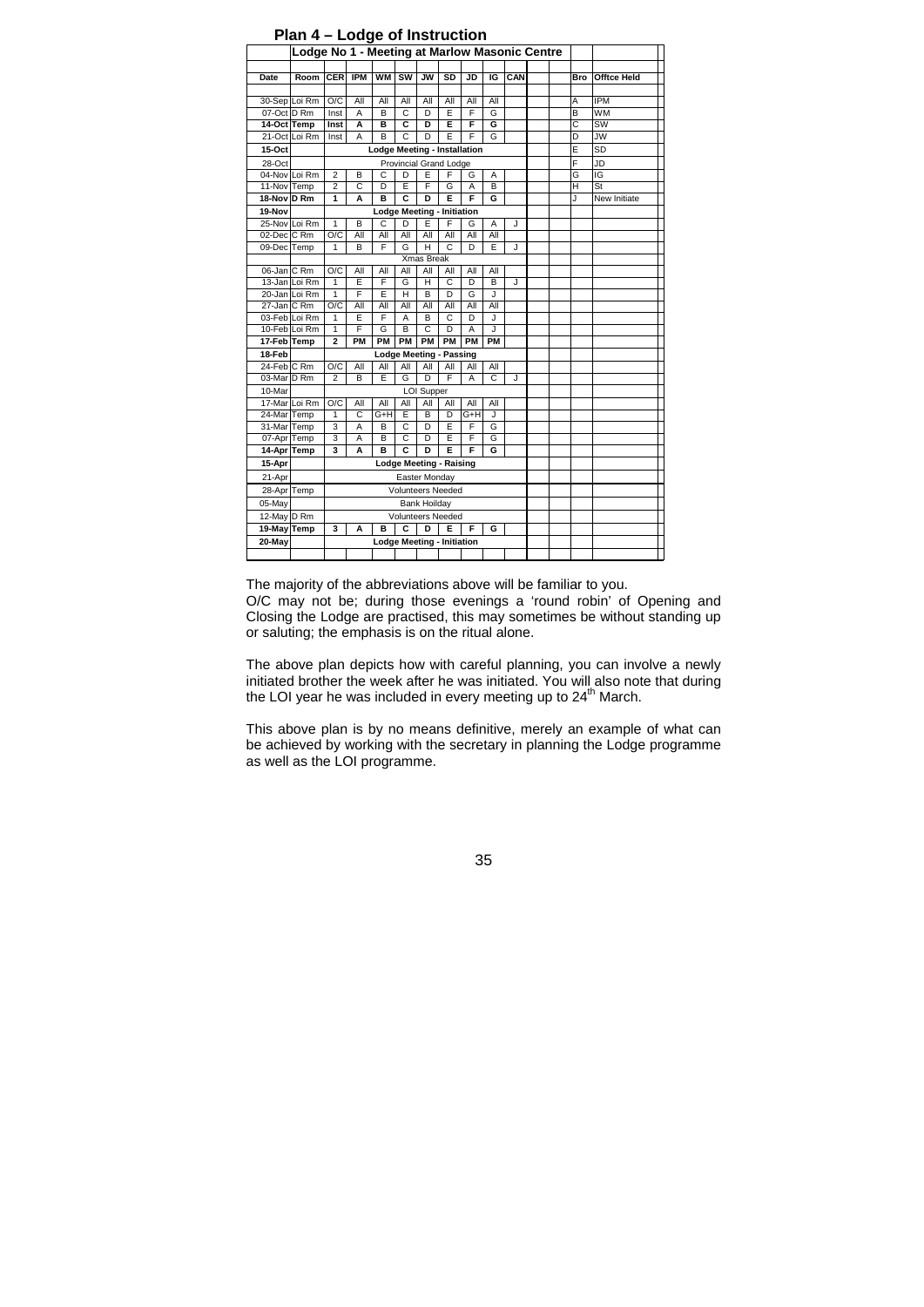## Plan 4 – Lodge of Instruction

| Lodge No 1 - Meeting at Marlow Masonic Centre | | | | | | | | | | | | | | |
|---|---|---|---|---|---|---|---|---|---|---|---|---|---|---|
| **Date** | **Room** | **CER** | **IPM** | **WM** | **SW** | **JW** | **SD** | **JD** | **IG** | **CAN** | | | **Bro** | **Offtce Held** |
| 30-Sep | Loi Rm | O/C | All | All | All | All | All | All | All | | | | A | IPM |
| 07-Oct | D Rm | Inst | A | B | C | D | E | F | G | | | | B | WM |
| **14-Oct** | **Temp** | **Inst** | **A** | **B** | **C** | **D** | **E** | **F** | **G** | | | | C | SW |
| 21-Oct | Loi Rm | Inst | A | B | C | D | E | F | G | | | | D | JW |
| **15-Oct** | | **Lodge Meeting - Installation** | | | | | | | | | | | E | SD |
| 28-Oct | | Provincial Grand Lodge | | | | | | | | | | | F | JD |
| 04-Nov | Loi Rm | 2 | B | C | D | E | F | G | A | | | | G | IG |
| 11-Nov | Temp | 2 | C | D | E | F | G | A | B | | | | H | St |
| **18-Nov** | **D Rm** | **1** | **A** | **B** | **C** | **D** | **E** | **F** | **G** | | | | J | New Initiate |
| **19-Nov** | | **Lodge Meeting - Initiation** | | | | | | | | | | | | |
| 25-Nov | Loi Rm | 1 | B | C | D | E | F | G | A | J | | | | |
| 02-Dec | C Rm | O/C | All | All | All | All | All | All | All | | | | | |
| 09-Dec | Temp | 1 | B | F | G | H | C | D | E | J | | | | |
| | | Xmas Break | | | | | | | | | | | | |
| 06-Jan | C Rm | O/C | All | All | All | All | All | All | All | | | | | |
| 13-Jan | Loi Rm | 1 | E | F | G | H | C | D | B | J | | | | |
| 20-Jan | Loi Rm | 1 | F | E | H | B | D | G | J | | | | | |
| 27-Jan | C Rm | O/C | All | All | All | All | All | All | All | | | | | |
| 03-Feb | Loi Rm | 1 | E | F | A | B | C | D | J | | | | | |
| 10-Feb | Loi Rm | 1 | F | G | B | C | D | A | J | | | | | |
| **17-Feb** | **Temp** | **2** | **PM** | **PM** | **PM** | **PM** | **PM** | **PM** | **PM** | | | | | |
| **18-Feb** | | **Lodge Meeting - Passing** | | | | | | | | | | | | |
| 24-Feb | C Rm | O/C | All | All | All | All | All | All | All | | | | | |
| 03-Mar | D Rm | 2 | B | E | G | D | F | A | C | J | | | | |
| 10-Mar | | LOI Supper | | | | | | | | | | | | |
| 17-Mar | Loi Rm | O/C | All | All | All | All | All | All | All | | | | | |
| 24-Mar | Temp | 1 | C | G+H | E | B | D | G+H | J | | | | | |
| 31-Mar | Temp | 3 | A | B | C | D | E | F | G | | | | | |
| 07-Apr | Temp | 3 | A | B | C | D | E | F | G | | | | | |
| **14-Apr** | **Temp** | **3** | **A** | **B** | **C** | **D** | **E** | **F** | **G** | | | | | |
| **15-Apr** | | **Lodge Meeting - Raising** | | | | | | | | | | | | |
| 21-Apr | | Easter Monday | | | | | | | | | | | | |
| 28-Apr | Temp | Volunteers Needed | | | | | | | | | | | | |
| 05-May | | Bank Hoilday | | | | | | | | | | | | |
| 12-May | D Rm | Volunteers Needed | | | | | | | | | | | | |
| **19-May** | **Temp** | **3** | **A** | **B** | **C** | **D** | **E** | **F** | **G** | | | | | |
| **20-May** | | **Lodge Meeting - Initiation** | | | | | | | | | | | | |

The majority of the abbreviations above will be familiar to you.
O/C may not be; during those evenings a 'round robin' of Opening and Closing the Lodge are practised, this may sometimes be without standing up or saluting; the emphasis is on the ritual alone.

The above plan depicts how with careful planning, you can involve a newly initiated brother the week after he was initiated. You will also note that during the LOI year he was included in every meeting up to 24th March.

This above plan is by no means definitive, merely an example of what can be achieved by working with the secretary in planning the Lodge programme as well as the LOI programme.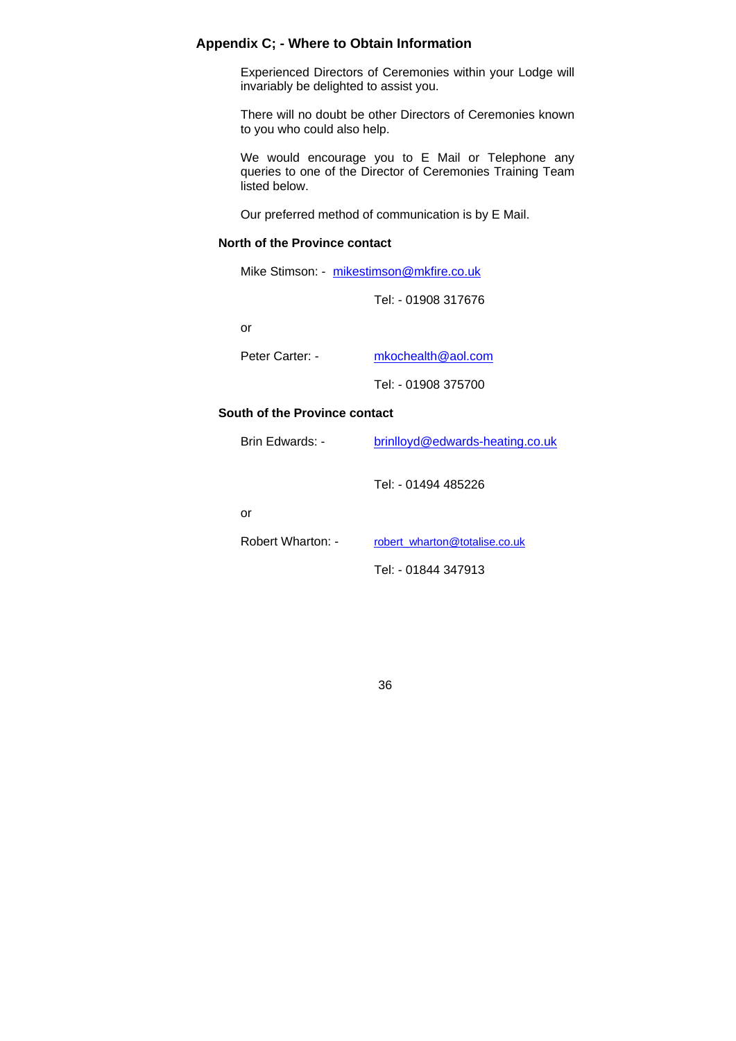## Appendix C; - Where to Obtain Information

Experienced Directors of Ceremonies within your Lodge will invariably be delighted to assist you.

There will no doubt be other Directors of Ceremonies known to you who could also help.

We would encourage you to E Mail or Telephone any queries to one of the Director of Ceremonies Training Team listed below.

Our preferred method of communication is by E Mail.

### North of the Province contact

Mike Stimson: - mikestimson@mkfire.co.uk

Tel: - 01908 317676

or

Peter Carter: - mkochealth@aol.com

Tel: - 01908 375700

### South of the Province contact

Brin Edwards: - brinlloyd@edwards-heating.co.uk

Tel: - 01494 485226

or

Robert Wharton: - robert_wharton@totalise.co.uk

Tel: - 01844 347913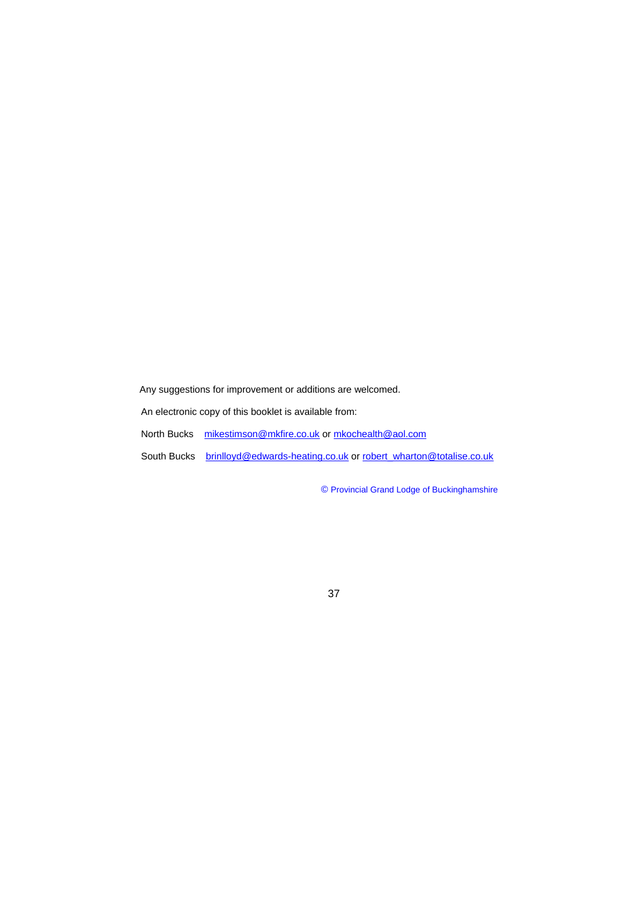Any suggestions for improvement or additions are welcomed.

An electronic copy of this booklet is available from:

North Bucks mikestimson@mkfire.co.uk or mkochealth@aol.com

South Bucks brinlloyd@edwards-heating.co.uk or robert_wharton@totalise.co.uk

© Provincial Grand Lodge of Buckinghamshire